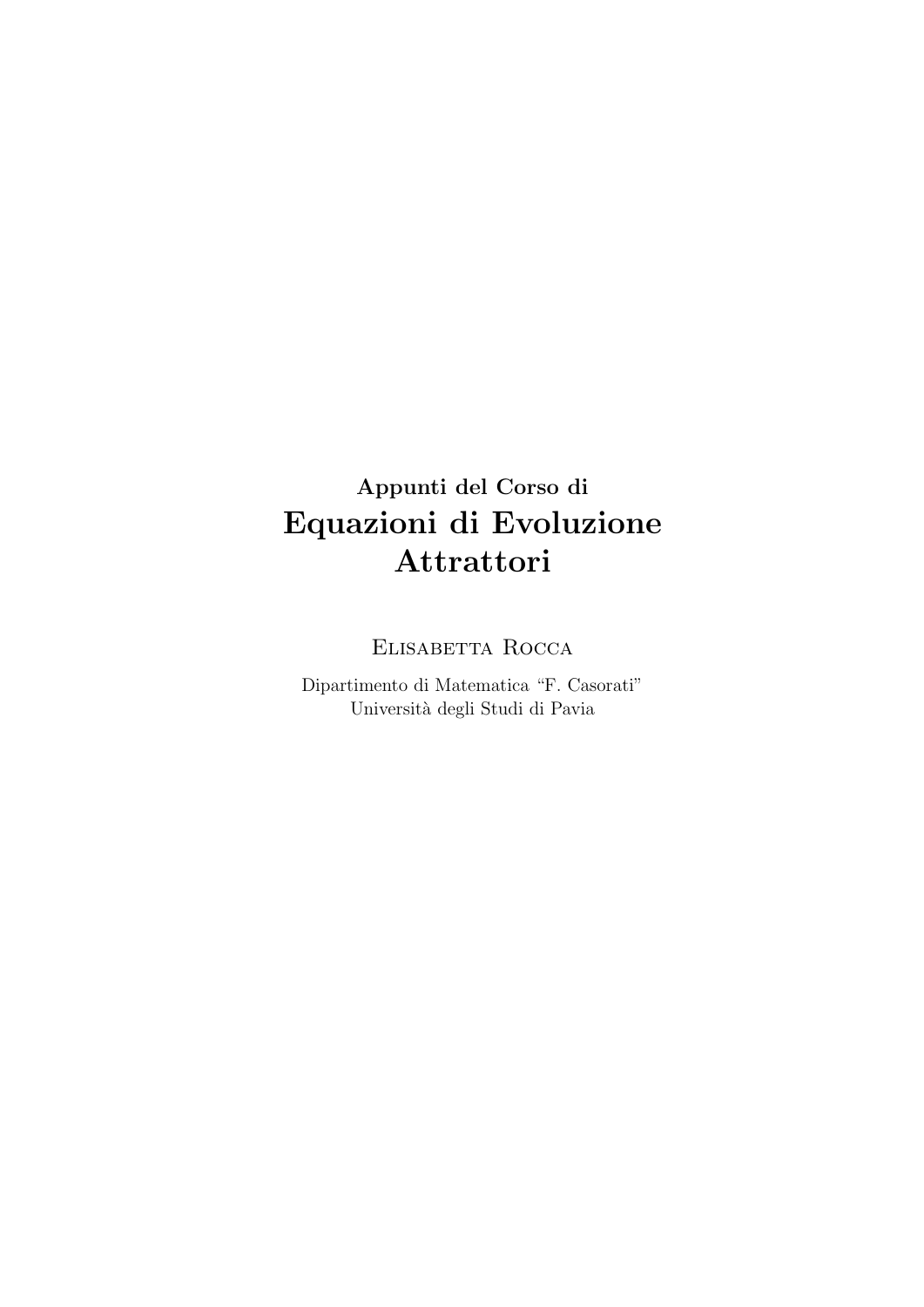**Appunti del Corso di**

# Equazioni di Evoluzione Attrattori

Elisabetta Rocca

Dipartimento di Matematica "F. Casorati"
Università degli Studi di Pavia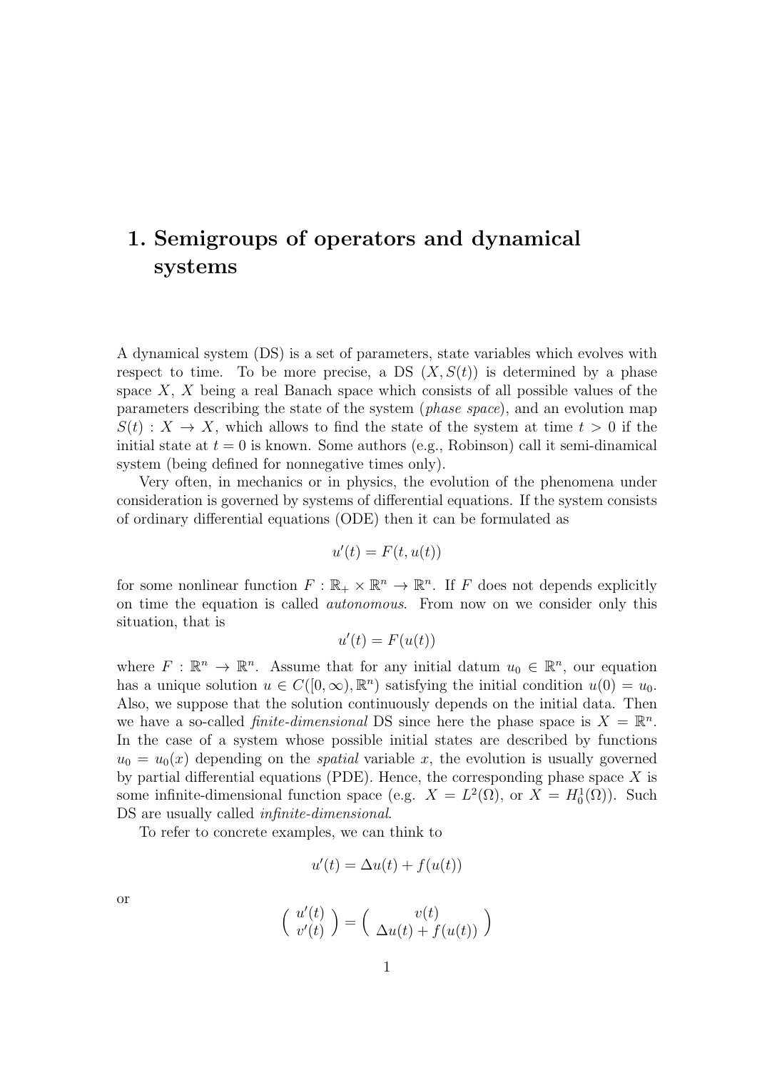# 1. Semigroups of operators and dynamical systems

A dynamical system (DS) is a set of parameters, state variables which evolves with respect to time. To be more precise, a DS $(X, S(t))$ is determined by a phase space $X$, $X$ being a real Banach space which consists of all possible values of the parameters describing the state of the system (*phase space*), and an evolution map $S(t) : X \to X$, which allows to find the state of the system at time $t > 0$ if the initial state at $t = 0$ is known. Some authors (e.g., Robinson) call it semi-dinamical system (being defined for nonnegative times only).

Very often, in mechanics or in physics, the evolution of the phenomena under consideration is governed by systems of differential equations. If the system consists of ordinary differential equations (ODE) then it can be formulated as

$$u'(t) = F(t, u(t))$$

for some nonlinear function $F : \mathbb{R}_+ \times \mathbb{R}^n \to \mathbb{R}^n$. If $F$ does not depends explicitly on time the equation is called *autonomous*. From now on we consider only this situation, that is

$$u'(t) = F(u(t))$$

where $F : \mathbb{R}^n \to \mathbb{R}^n$. Assume that for any initial datum $u_0 \in \mathbb{R}^n$, our equation has a unique solution $u \in C([0, \infty), \mathbb{R}^n)$ satisfying the initial condition $u(0) = u_0$. Also, we suppose that the solution continuously depends on the initial data. Then we have a so-called *finite-dimensional* DS since here the phase space is $X = \mathbb{R}^n$. In the case of a system whose possible initial states are described by functions $u_0 = u_0(x)$ depending on the *spatial* variable $x$, the evolution is usually governed by partial differential equations (PDE). Hence, the corresponding phase space $X$ is some infinite-dimensional function space (e.g. $X = L^2(\Omega)$, or $X = H_0^1(\Omega)$). Such DS are usually called *infinite-dimensional*.

To refer to concrete examples, we can think to

$$u'(t) = \Delta u(t) + f(u(t))$$

or

$$\begin{pmatrix} u'(t) \\ v'(t) \end{pmatrix} = \begin{pmatrix} v(t) \\ \Delta u(t) + f(u(t)) \end{pmatrix}$$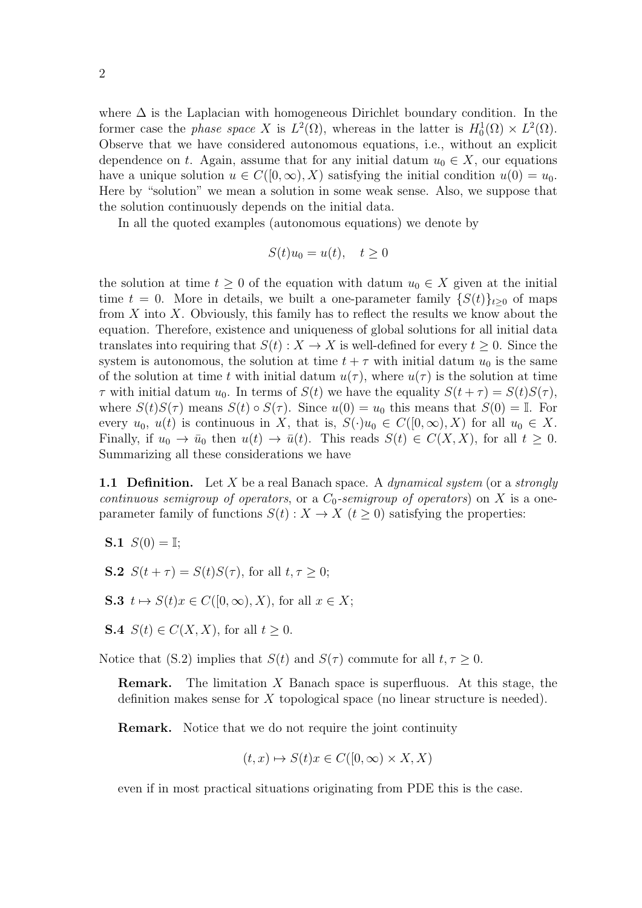where $\Delta$ is the Laplacian with homogeneous Dirichlet boundary condition. In the former case the *phase space* $X$ is $L^2(\Omega)$, whereas in the latter is $H_0^1(\Omega) \times L^2(\Omega)$. Observe that we have considered autonomous equations, i.e., without an explicit dependence on $t$. Again, assume that for any initial datum $u_0 \in X$, our equations have a unique solution $u \in C([0,\infty), X)$ satisfying the initial condition $u(0) = u_0$. Here by "solution" we mean a solution in some weak sense. Also, we suppose that the solution continuously depends on the initial data.

In all the quoted examples (autonomous equations) we denote by

$$S(t)u_0 = u(t), \quad t \geq 0$$

the solution at time $t \geq 0$ of the equation with datum $u_0 \in X$ given at the initial time $t = 0$. More in details, we built a one-parameter family $\{S(t)\}_{t\geq 0}$ of maps from $X$ into $X$. Obviously, this family has to reflect the results we know about the equation. Therefore, existence and uniqueness of global solutions for all initial data translates into requiring that $S(t) : X \to X$ is well-defined for every $t \geq 0$. Since the system is autonomous, the solution at time $t + \tau$ with initial datum $u_0$ is the same of the solution at time $t$ with initial datum $u(\tau)$, where $u(\tau)$ is the solution at time $\tau$ with initial datum $u_0$. In terms of $S(t)$ we have the equality $S(t + \tau) = S(t)S(\tau)$, where $S(t)S(\tau)$ means $S(t) \circ S(\tau)$. Since $u(0) = u_0$ this means that $S(0) = \mathbb{I}$. For every $u_0$, $u(t)$ is continuous in $X$, that is, $S(\cdot)u_0 \in C([0,\infty), X)$ for all $u_0 \in X$. Finally, if $u_0 \to \bar{u}_0$ then $u(t) \to \bar{u}(t)$. This reads $S(t) \in C(X, X)$, for all $t \geq 0$. Summarizing all these considerations we have

**1.1 Definition.** Let $X$ be a real Banach space. A *dynamical system* (or a *strongly continuous semigroup of operators*, or a *$C_0$-semigroup of operators*) on $X$ is a one-parameter family of functions $S(t) : X \to X$ ($t \geq 0$) satisfying the properties:

- **S.1** $S(0) = \mathbb{I}$;
- **S.2** $S(t + \tau) = S(t)S(\tau)$, for all $t, \tau \geq 0$;
- **S.3** $t \mapsto S(t)x \in C([0,\infty), X)$, for all $x \in X$;
- **S.4** $S(t) \in C(X, X)$, for all $t \geq 0$.

Notice that (S.2) implies that $S(t)$ and $S(\tau)$ commute for all $t, \tau \geq 0$.

**Remark.** The limitation $X$ Banach space is superfluous. At this stage, the definition makes sense for $X$ topological space (no linear structure is needed).

**Remark.** Notice that we do not require the joint continuity

$$(t, x) \mapsto S(t)x \in C([0,\infty) \times X, X)$$

even if in most practical situations originating from PDE this is the case.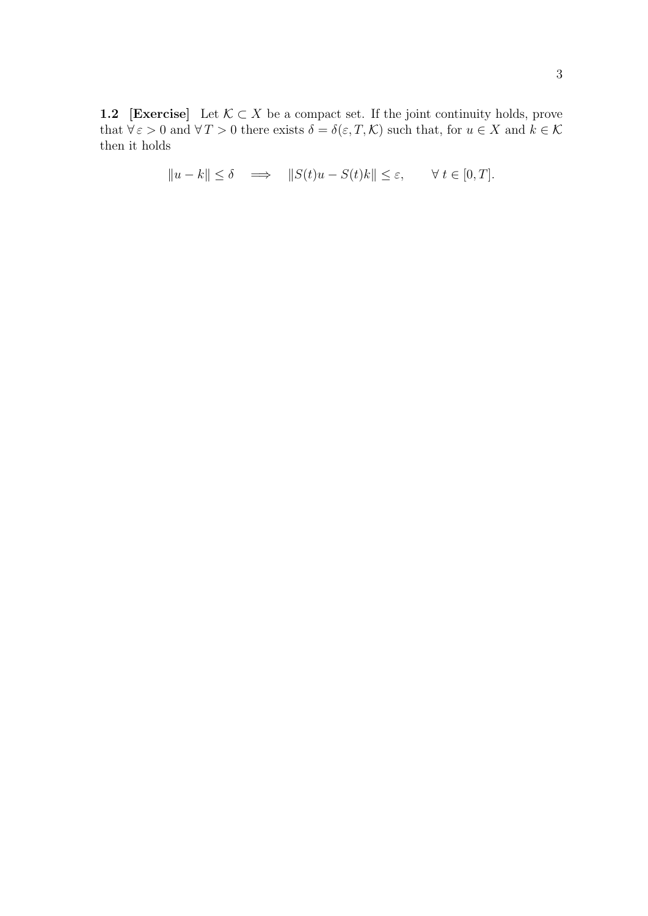**1.2 [Exercise]** Let $\mathcal{K} \subset X$ be a compact set. If the joint continuity holds, prove that $\forall\, \varepsilon > 0$ and $\forall\, T > 0$ there exists $\delta = \delta(\varepsilon, T, \mathcal{K})$ such that, for $u \in X$ and $k \in \mathcal{K}$ then it holds

$$\|u - k\| \leq \delta \quad \Longrightarrow \quad \|S(t)u - S(t)k\| \leq \varepsilon, \qquad \forall\, t \in [0, T].$$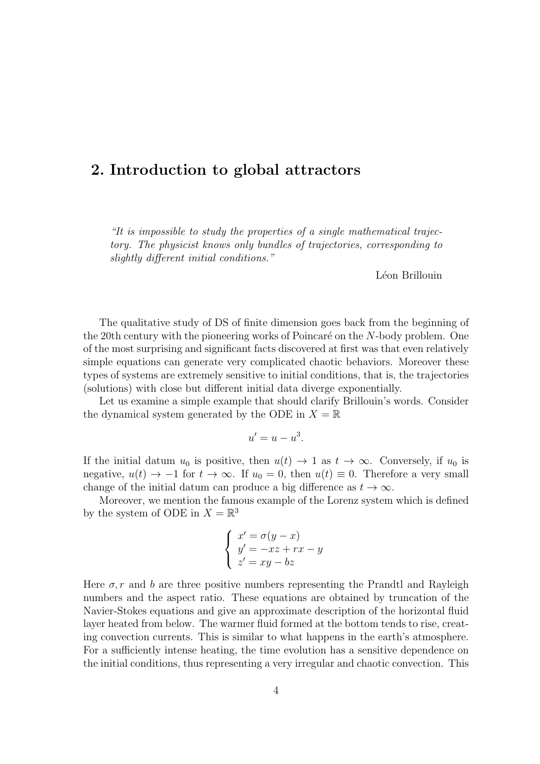# 2. Introduction to global attractors

> *"It is impossible to study the properties of a single mathematical trajectory. The physicist knows only bundles of trajectories, corresponding to slightly different initial conditions."*
>
> Léon Brillouin

The qualitative study of DS of finite dimension goes back from the beginning of the 20th century with the pioneering works of Poincaré on the $N$-body problem. One of the most surprising and significant facts discovered at first was that even relatively simple equations can generate very complicated chaotic behaviors. Moreover these types of systems are extremely sensitive to initial conditions, that is, the trajectories (solutions) with close but different initial data diverge exponentially.

Let us examine a simple example that should clarify Brillouin's words. Consider the dynamical system generated by the ODE in $X = \mathbb{R}$

$$u' = u - u^3.$$

If the initial datum $u_0$ is positive, then $u(t) \to 1$ as $t \to \infty$. Conversely, if $u_0$ is negative, $u(t) \to -1$ for $t \to \infty$. If $u_0 = 0$, then $u(t) \equiv 0$. Therefore a very small change of the initial datum can produce a big difference as $t \to \infty$.

Moreover, we mention the famous example of the Lorenz system which is defined by the system of ODE in $X = \mathbb{R}^3$

$$\begin{cases} x' = \sigma(y - x) \\ y' = -xz + rx - y \\ z' = xy - bz \end{cases}$$

Here $\sigma, r$ and $b$ are three positive numbers representing the Prandtl and Rayleigh numbers and the aspect ratio. These equations are obtained by truncation of the Navier-Stokes equations and give an approximate description of the horizontal fluid layer heated from below. The warmer fluid formed at the bottom tends to rise, creating convection currents. This is similar to what happens in the earth's atmosphere. For a sufficiently intense heating, the time evolution has a sensitive dependence on the initial conditions, thus representing a very irregular and chaotic convection. This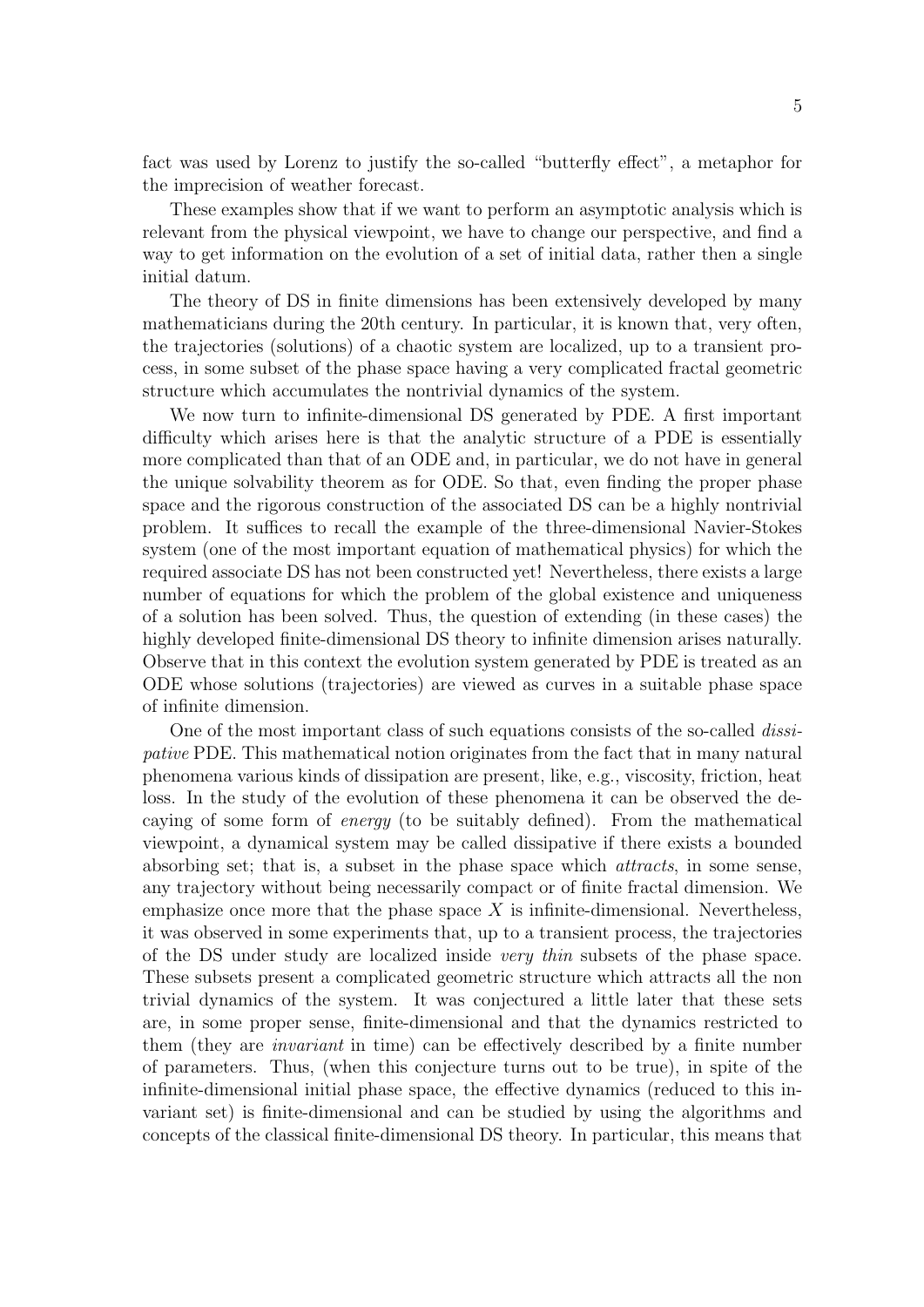fact was used by Lorenz to justify the so-called "butterfly effect", a metaphor for the imprecision of weather forecast.

These examples show that if we want to perform an asymptotic analysis which is relevant from the physical viewpoint, we have to change our perspective, and find a way to get information on the evolution of a set of initial data, rather then a single initial datum.

The theory of DS in finite dimensions has been extensively developed by many mathematicians during the 20th century. In particular, it is known that, very often, the trajectories (solutions) of a chaotic system are localized, up to a transient process, in some subset of the phase space having a very complicated fractal geometric structure which accumulates the nontrivial dynamics of the system.

We now turn to infinite-dimensional DS generated by PDE. A first important difficulty which arises here is that the analytic structure of a PDE is essentially more complicated than that of an ODE and, in particular, we do not have in general the unique solvability theorem as for ODE. So that, even finding the proper phase space and the rigorous construction of the associated DS can be a highly nontrivial problem. It suffices to recall the example of the three-dimensional Navier-Stokes system (one of the most important equation of mathematical physics) for which the required associate DS has not been constructed yet! Nevertheless, there exists a large number of equations for which the problem of the global existence and uniqueness of a solution has been solved. Thus, the question of extending (in these cases) the highly developed finite-dimensional DS theory to infinite dimension arises naturally. Observe that in this context the evolution system generated by PDE is treated as an ODE whose solutions (trajectories) are viewed as curves in a suitable phase space of infinite dimension.

One of the most important class of such equations consists of the so-called *dissipative* PDE. This mathematical notion originates from the fact that in many natural phenomena various kinds of dissipation are present, like, e.g., viscosity, friction, heat loss. In the study of the evolution of these phenomena it can be observed the decaying of some form of *energy* (to be suitably defined). From the mathematical viewpoint, a dynamical system may be called dissipative if there exists a bounded absorbing set; that is, a subset in the phase space which *attracts*, in some sense, any trajectory without being necessarily compact or of finite fractal dimension. We emphasize once more that the phase space $X$ is infinite-dimensional. Nevertheless, it was observed in some experiments that, up to a transient process, the trajectories of the DS under study are localized inside *very thin* subsets of the phase space. These subsets present a complicated geometric structure which attracts all the non trivial dynamics of the system. It was conjectured a little later that these sets are, in some proper sense, finite-dimensional and that the dynamics restricted to them (they are *invariant* in time) can be effectively described by a finite number of parameters. Thus, (when this conjecture turns out to be true), in spite of the infinite-dimensional initial phase space, the effective dynamics (reduced to this invariant set) is finite-dimensional and can be studied by using the algorithms and concepts of the classical finite-dimensional DS theory. In particular, this means that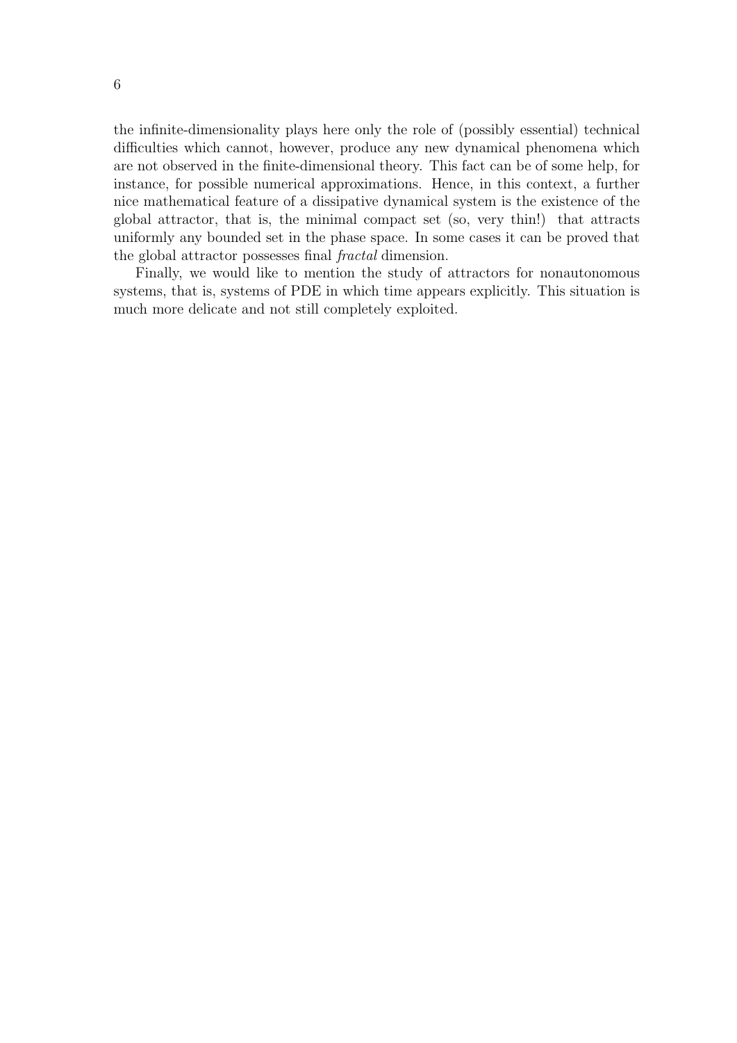the infinite-dimensionality plays here only the role of (possibly essential) technical difficulties which cannot, however, produce any new dynamical phenomena which are not observed in the finite-dimensional theory. This fact can be of some help, for instance, for possible numerical approximations. Hence, in this context, a further nice mathematical feature of a dissipative dynamical system is the existence of the global attractor, that is, the minimal compact set (so, very thin!) that attracts uniformly any bounded set in the phase space. In some cases it can be proved that the global attractor possesses final *fractal* dimension.

Finally, we would like to mention the study of attractors for nonautonomous systems, that is, systems of PDE in which time appears explicitly. This situation is much more delicate and not still completely exploited.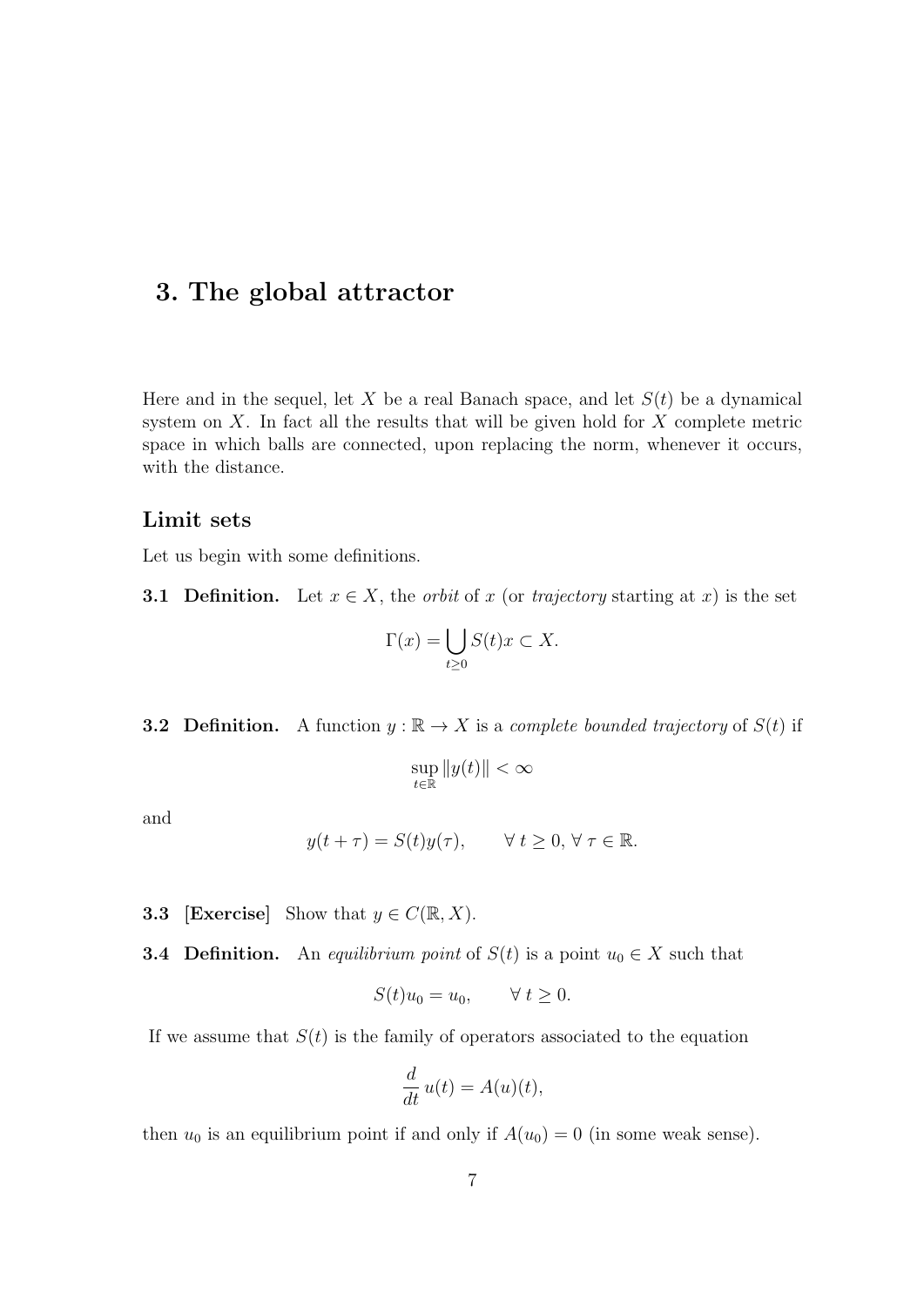# 3. The global attractor

Here and in the sequel, let $X$ be a real Banach space, and let $S(t)$ be a dynamical system on $X$. In fact all the results that will be given hold for $X$ complete metric space in which balls are connected, upon replacing the norm, whenever it occurs, with the distance.

## Limit sets

Let us begin with some definitions.

**3.1 Definition.** Let $x \in X$, the *orbit* of $x$ (or *trajectory* starting at $x$) is the set

$$\Gamma(x) = \bigcup_{t \geq 0} S(t)x \subset X.$$

**3.2 Definition.** A function $y : \mathbb{R} \to X$ is a *complete bounded trajectory* of $S(t)$ if

$$\sup_{t \in \mathbb{R}} \|y(t)\| < \infty$$

and

$$y(t + \tau) = S(t)y(\tau), \qquad \forall\, t \geq 0,\, \forall\, \tau \in \mathbb{R}.$$

**3.3 [Exercise]** Show that $y \in C(\mathbb{R}, X)$.

**3.4 Definition.** An *equilibrium point* of $S(t)$ is a point $u_0 \in X$ such that

$$S(t)u_0 = u_0, \qquad \forall\, t \geq 0.$$

If we assume that $S(t)$ is the family of operators associated to the equation

$$\frac{d}{dt}\, u(t) = A(u)(t),$$

then $u_0$ is an equilibrium point if and only if $A(u_0) = 0$ (in some weak sense).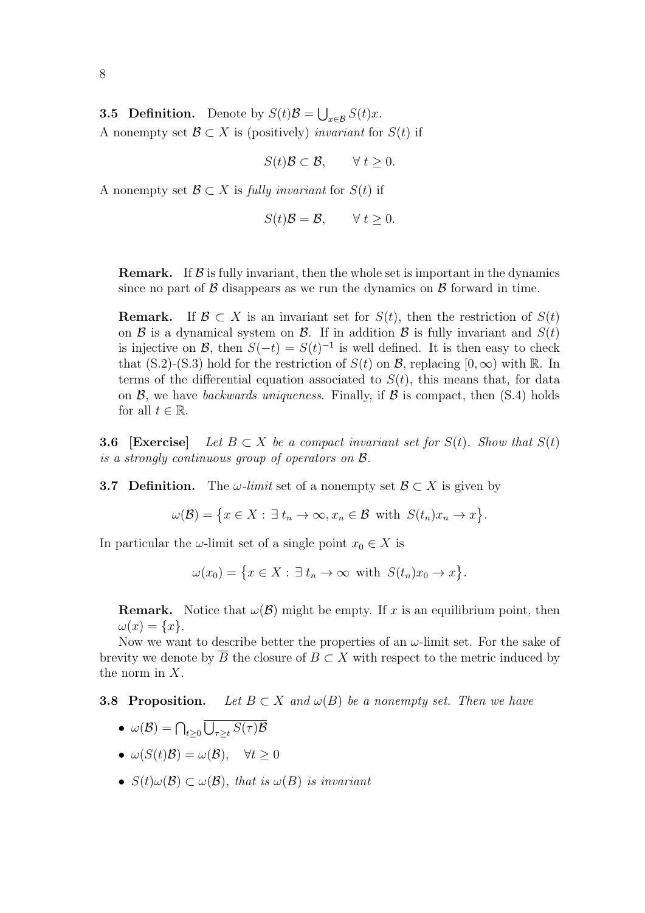**3.5 Definition.** Denote by $S(t)\mathcal{B} = \bigcup_{x\in\mathcal{B}} S(t)x$.
A nonempty set $\mathcal{B} \subset X$ is (positively) *invariant* for $S(t)$ if

$$S(t)\mathcal{B} \subset \mathcal{B}, \qquad \forall\, t \geq 0.$$

A nonempty set $\mathcal{B} \subset X$ is *fully invariant* for $S(t)$ if

$$S(t)\mathcal{B} = \mathcal{B}, \qquad \forall\, t \geq 0.$$

**Remark.** If $\mathcal{B}$ is fully invariant, then the whole set is important in the dynamics since no part of $\mathcal{B}$ disappears as we run the dynamics on $\mathcal{B}$ forward in time.

**Remark.** If $\mathcal{B} \subset X$ is an invariant set for $S(t)$, then the restriction of $S(t)$ on $\mathcal{B}$ is a dynamical system on $\mathcal{B}$. If in addition $\mathcal{B}$ is fully invariant and $S(t)$ is injective on $\mathcal{B}$, then $S(-t) = S(t)^{-1}$ is well defined. It is then easy to check that (S.2)-(S.3) hold for the restriction of $S(t)$ on $\mathcal{B}$, replacing $[0,\infty)$ with $\mathbb{R}$. In terms of the differential equation associated to $S(t)$, this means that, for data on $\mathcal{B}$, we have *backwards uniqueness*. Finally, if $\mathcal{B}$ is compact, then (S.4) holds for all $t \in \mathbb{R}$.

**3.6 [Exercise]** *Let $B \subset X$ be a compact invariant set for $S(t)$. Show that $S(t)$ is a strongly continuous group of operators on $\mathcal{B}$.*

**3.7 Definition.** The *ω-limit* set of a nonempty set $\mathcal{B} \subset X$ is given by

$$\omega(\mathcal{B}) = \big\{ x \in X : \exists\, t_n \to \infty, x_n \in \mathcal{B} \text{ with } S(t_n)x_n \to x \big\}.$$

In particular the $\omega$-limit set of a single point $x_0 \in X$ is

$$\omega(x_0) = \big\{ x \in X : \exists\, t_n \to \infty \text{ with } S(t_n)x_0 \to x \big\}.$$

**Remark.** Notice that $\omega(\mathcal{B})$ might be empty. If $x$ is an equilibrium point, then $\omega(x) = \{x\}$.

Now we want to describe better the properties of an $\omega$-limit set. For the sake of brevity we denote by $\overline{B}$ the closure of $B \subset X$ with respect to the metric induced by the norm in $X$.

**3.8 Proposition.** *Let $B \subset X$ and $\omega(B)$ be a nonempty set. Then we have*

- $\omega(\mathcal{B}) = \bigcap_{t\geq 0} \overline{\bigcup_{\tau \geq t} S(\tau)\mathcal{B}}$
- $\omega(S(t)\mathcal{B}) = \omega(\mathcal{B}), \quad \forall t \geq 0$
- $S(t)\omega(\mathcal{B}) \subset \omega(\mathcal{B})$*, that is $\omega(B)$ is invariant*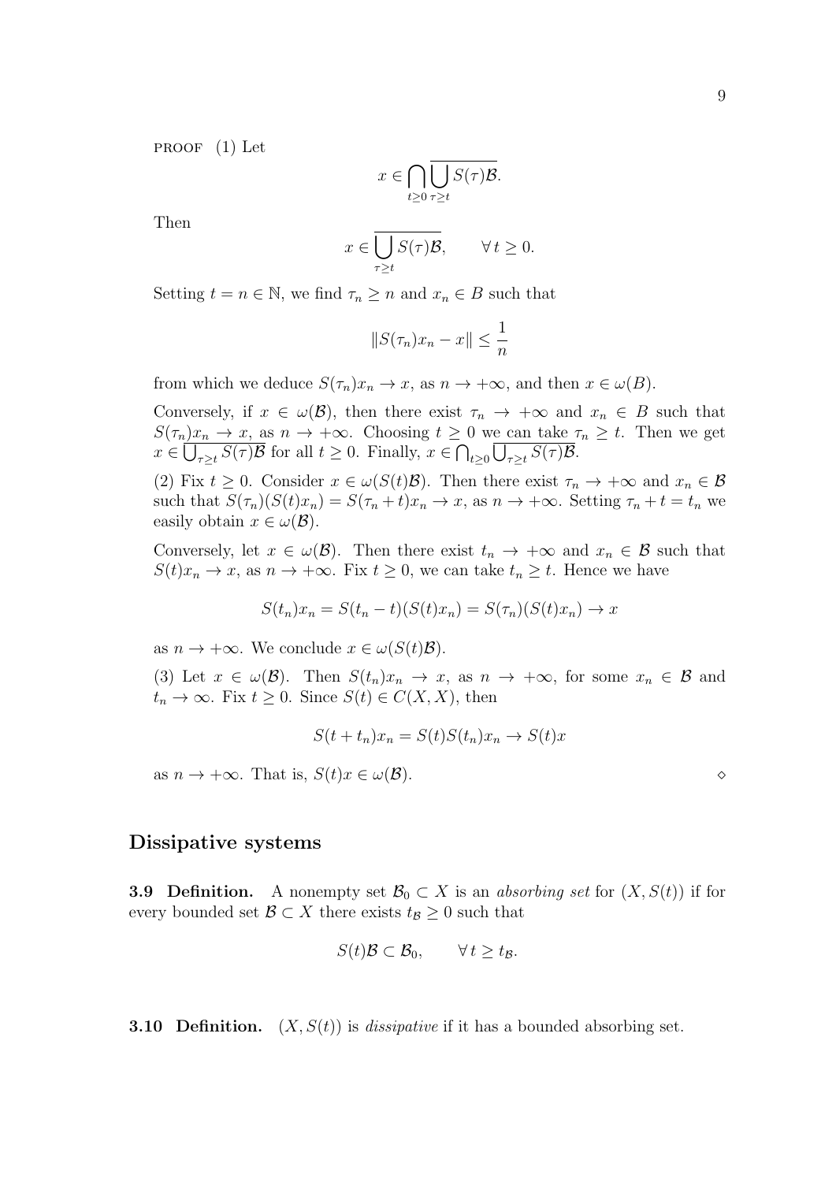PROOF (1) Let

$$x \in \bigcap_{t \geq 0} \overline{\bigcup_{\tau \geq t} S(\tau)\mathcal{B}}.$$

Then

$$x \in \overline{\bigcup_{\tau \geq t} S(\tau)\mathcal{B}}, \qquad \forall \, t \geq 0.$$

Setting $t = n \in \mathbb{N}$, we find $\tau_n \geq n$ and $x_n \in B$ such that

$$\|S(\tau_n)x_n - x\| \leq \frac{1}{n}$$

from which we deduce $S(\tau_n)x_n \to x$, as $n \to +\infty$, and then $x \in \omega(B)$.

Conversely, if $x \in \omega(\mathcal{B})$, then there exist $\tau_n \to +\infty$ and $x_n \in B$ such that $S(\tau_n)x_n \to x$, as $n \to +\infty$. Choosing $t \geq 0$ we can take $\tau_n \geq t$. Then we get $x \in \overline{\bigcup_{\tau \geq t} S(\tau)\mathcal{B}}$ for all $t \geq 0$. Finally, $x \in \bigcap_{t \geq 0} \overline{\bigcup_{\tau \geq t} S(\tau)\mathcal{B}}$.

(2) Fix $t \geq 0$. Consider $x \in \omega(S(t)\mathcal{B})$. Then there exist $\tau_n \to +\infty$ and $x_n \in \mathcal{B}$ such that $S(\tau_n)(S(t)x_n) = S(\tau_n + t)x_n \to x$, as $n \to +\infty$. Setting $\tau_n + t = t_n$ we easily obtain $x \in \omega(\mathcal{B})$.

Conversely, let $x \in \omega(\mathcal{B})$. Then there exist $t_n \to +\infty$ and $x_n \in \mathcal{B}$ such that $S(t)x_n \to x$, as $n \to +\infty$. Fix $t \geq 0$, we can take $t_n \geq t$. Hence we have

$$S(t_n)x_n = S(t_n - t)(S(t)x_n) = S(\tau_n)(S(t)x_n) \to x$$

as $n \to +\infty$. We conclude $x \in \omega(S(t)\mathcal{B})$.

(3) Let $x \in \omega(\mathcal{B})$. Then $S(t_n)x_n \to x$, as $n \to +\infty$, for some $x_n \in \mathcal{B}$ and $t_n \to \infty$. Fix $t \geq 0$. Since $S(t) \in C(X, X)$, then

$$S(t + t_n)x_n = S(t)S(t_n)x_n \to S(t)x$$

as $n \to +\infty$. That is, $S(t)x \in \omega(\mathcal{B})$. $\diamond$

## Dissipative systems

**3.9 Definition.** A nonempty set $\mathcal{B}_0 \subset X$ is an *absorbing set* for $(X, S(t))$ if for every bounded set $\mathcal{B} \subset X$ there exists $t_{\mathcal{B}} \geq 0$ such that

$$S(t)\mathcal{B} \subset \mathcal{B}_0, \qquad \forall \, t \geq t_{\mathcal{B}}.$$

**3.10 Definition.** $(X, S(t))$ is *dissipative* if it has a bounded absorbing set.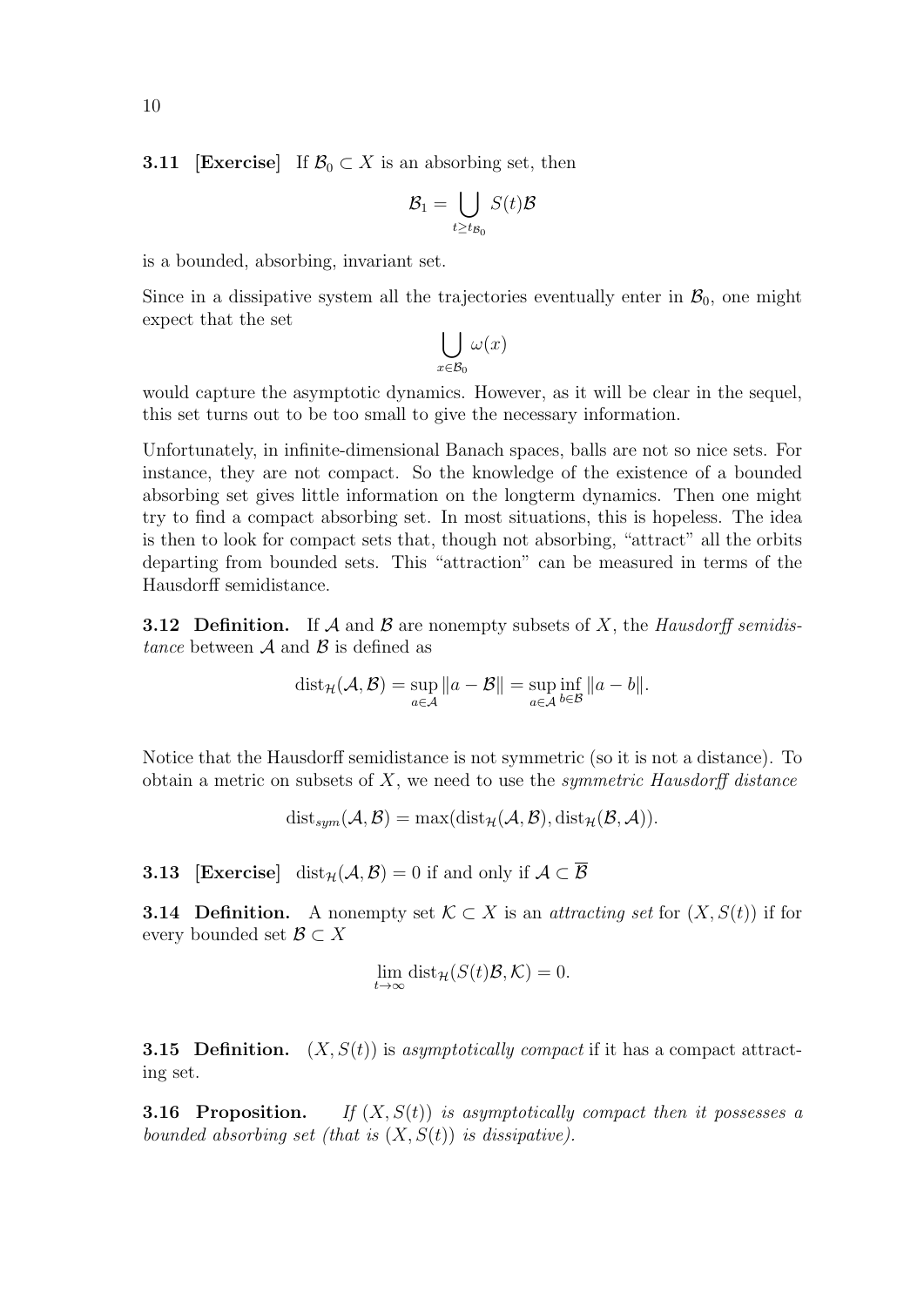**3.11 [Exercise]** If $\mathcal{B}_0 \subset X$ is an absorbing set, then

$$\mathcal{B}_1 = \bigcup_{t \geq t_{\mathcal{B}_0}} S(t)\mathcal{B}$$

is a bounded, absorbing, invariant set.

Since in a dissipative system all the trajectories eventually enter in $\mathcal{B}_0$, one might expect that the set

$$\bigcup_{x \in \mathcal{B}_0} \omega(x)$$

would capture the asymptotic dynamics. However, as it will be clear in the sequel, this set turns out to be too small to give the necessary information.

Unfortunately, in infinite-dimensional Banach spaces, balls are not so nice sets. For instance, they are not compact. So the knowledge of the existence of a bounded absorbing set gives little information on the longterm dynamics. Then one might try to find a compact absorbing set. In most situations, this is hopeless. The idea is then to look for compact sets that, though not absorbing, "attract" all the orbits departing from bounded sets. This "attraction" can be measured in terms of the Hausdorff semidistance.

**3.12 Definition.** If $\mathcal{A}$ and $\mathcal{B}$ are nonempty subsets of $X$, the *Hausdorff semidistance* between $\mathcal{A}$ and $\mathcal{B}$ is defined as

$$\mathrm{dist}_{\mathcal{H}}(\mathcal{A}, \mathcal{B}) = \sup_{a \in \mathcal{A}} \|a - \mathcal{B}\| = \sup_{a \in \mathcal{A}} \inf_{b \in \mathcal{B}} \|a - b\|.$$

Notice that the Hausdorff semidistance is not symmetric (so it is not a distance). To obtain a metric on subsets of $X$, we need to use the *symmetric Hausdorff distance*

$$\mathrm{dist}_{sym}(\mathcal{A}, \mathcal{B}) = \max(\mathrm{dist}_{\mathcal{H}}(\mathcal{A}, \mathcal{B}), \mathrm{dist}_{\mathcal{H}}(\mathcal{B}, \mathcal{A})).$$

**3.13 [Exercise]** $\mathrm{dist}_{\mathcal{H}}(\mathcal{A}, \mathcal{B}) = 0$ if and only if $\mathcal{A} \subset \overline{\mathcal{B}}$

**3.14 Definition.** A nonempty set $\mathcal{K} \subset X$ is an *attracting set* for $(X, S(t))$ if for every bounded set $\mathcal{B} \subset X$

$$\lim_{t \to \infty} \mathrm{dist}_{\mathcal{H}}(S(t)\mathcal{B}, \mathcal{K}) = 0.$$

**3.15 Definition.** $(X, S(t))$ is *asymptotically compact* if it has a compact attracting set.

**3.16 Proposition.** *If $(X, S(t))$ is asymptotically compact then it possesses a bounded absorbing set (that is $(X, S(t))$ is dissipative).*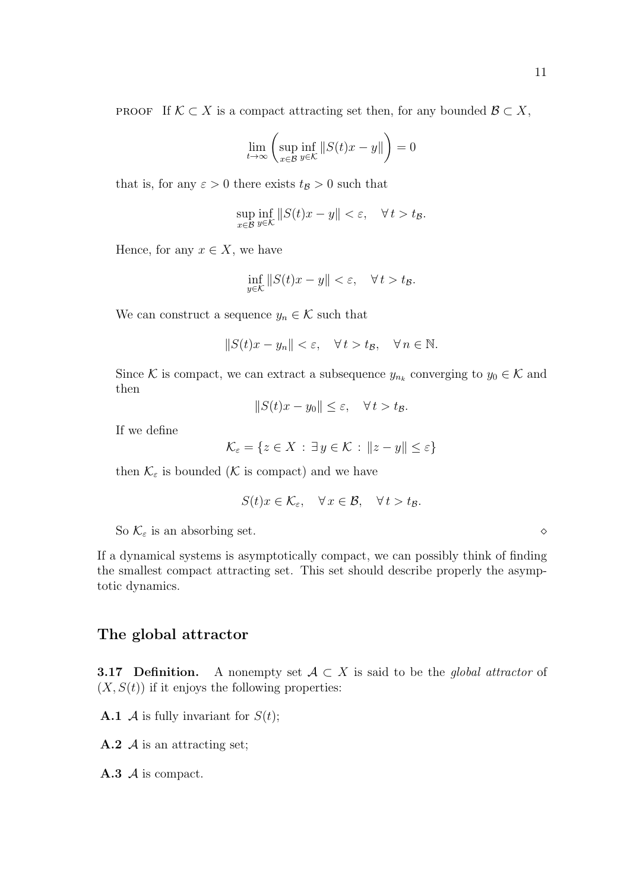PROOF If $\mathcal{K} \subset X$ is a compact attracting set then, for any bounded $\mathcal{B} \subset X$,

$$\lim_{t \to \infty} \left( \sup_{x \in \mathcal{B}} \inf_{y \in \mathcal{K}} \|S(t)x - y\| \right) = 0$$

that is, for any $\varepsilon > 0$ there exists $t_{\mathcal{B}} > 0$ such that

$$\sup_{x \in \mathcal{B}} \inf_{y \in \mathcal{K}} \|S(t)x - y\| < \varepsilon, \quad \forall\, t > t_{\mathcal{B}}.$$

Hence, for any $x \in X$, we have

$$\inf_{y \in \mathcal{K}} \|S(t)x - y\| < \varepsilon, \quad \forall\, t > t_{\mathcal{B}}.$$

We can construct a sequence $y_n \in \mathcal{K}$ such that

$$\|S(t)x - y_n\| < \varepsilon, \quad \forall\, t > t_{\mathcal{B}}, \quad \forall\, n \in \mathbb{N}.$$

Since $\mathcal{K}$ is compact, we can extract a subsequence $y_{n_k}$ converging to $y_0 \in \mathcal{K}$ and then

$$\|S(t)x - y_0\| \leq \varepsilon, \quad \forall\, t > t_{\mathcal{B}}.$$

If we define

$$\mathcal{K}_\varepsilon = \{z \in X \,:\, \exists\, y \in \mathcal{K} \,:\, \|z - y\| \leq \varepsilon\}$$

then $\mathcal{K}_\varepsilon$ is bounded ($\mathcal{K}$ is compact) and we have

$$S(t)x \in \mathcal{K}_\varepsilon, \quad \forall\, x \in \mathcal{B}, \quad \forall\, t > t_{\mathcal{B}}.$$

So $\mathcal{K}_\varepsilon$ is an absorbing set. $\diamond$

If a dynamical systems is asymptotically compact, we can possibly think of finding the smallest compact attracting set. This set should describe properly the asymptotic dynamics.

## The global attractor

**3.17 Definition.** A nonempty set $\mathcal{A} \subset X$ is said to be the *global attractor* of $(X, S(t))$ if it enjoys the following properties:

**A.1** $\mathcal{A}$ is fully invariant for $S(t)$;

**A.2** $\mathcal{A}$ is an attracting set;

**A.3** $\mathcal{A}$ is compact.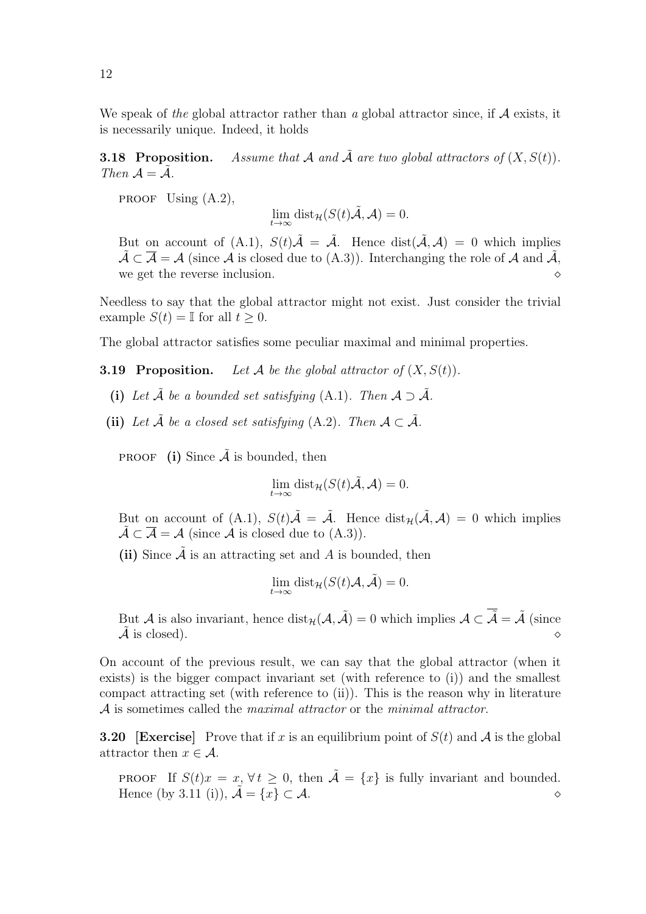We speak of *the* global attractor rather than *a* global attractor since, if $\mathcal{A}$ exists, it is necessarily unique. Indeed, it holds

**3.18 Proposition.** *Assume that $\mathcal{A}$ and $\tilde{\mathcal{A}}$ are two global attractors of $(X, S(t))$. Then $\mathcal{A} = \tilde{\mathcal{A}}$.*

PROOF Using (A.2),

$$\lim_{t\to\infty} \mathrm{dist}_{\mathcal{H}}(S(t)\tilde{\mathcal{A}}, \mathcal{A}) = 0.$$

But on account of (A.1), $S(t)\tilde{\mathcal{A}} = \tilde{\mathcal{A}}$. Hence $\mathrm{dist}(\tilde{\mathcal{A}}, \mathcal{A}) = 0$ which implies $\tilde{\mathcal{A}} \subset \overline{\mathcal{A}} = \mathcal{A}$ (since $\mathcal{A}$ is closed due to (A.3)). Interchanging the role of $\mathcal{A}$ and $\tilde{\mathcal{A}}$, we get the reverse inclusion. $\diamond$

Needless to say that the global attractor might not exist. Just consider the trivial example $S(t) = \mathbb{I}$ for all $t \geq 0$.

The global attractor satisfies some peculiar maximal and minimal properties.

**3.19 Proposition.** *Let $\mathcal{A}$ be the global attractor of $(X, S(t))$.*

- **(i)** *Let $\tilde{\mathcal{A}}$ be a bounded set satisfying* (A.1). *Then $\mathcal{A} \supset \tilde{\mathcal{A}}$.*
- **(ii)** *Let $\tilde{\mathcal{A}}$ be a closed set satisfying* (A.2). *Then $\mathcal{A} \subset \tilde{\mathcal{A}}$.*

PROOF **(i)** Since $\tilde{\mathcal{A}}$ is bounded, then

$$\lim_{t\to\infty} \mathrm{dist}_{\mathcal{H}}(S(t)\tilde{\mathcal{A}}, \mathcal{A}) = 0.$$

But on account of (A.1), $S(t)\tilde{\mathcal{A}} = \tilde{\mathcal{A}}$. Hence $\mathrm{dist}_{\mathcal{H}}(\tilde{\mathcal{A}}, \mathcal{A}) = 0$ which implies $\tilde{\mathcal{A}} \subset \overline{\mathcal{A}} = \mathcal{A}$ (since $\mathcal{A}$ is closed due to (A.3)).

**(ii)** Since $\tilde{\mathcal{A}}$ is an attracting set and $A$ is bounded, then

$$\lim_{t\to\infty} \mathrm{dist}_{\mathcal{H}}(S(t)\mathcal{A}, \tilde{\mathcal{A}}) = 0.$$

But $\mathcal{A}$ is also invariant, hence $\mathrm{dist}_{\mathcal{H}}(\mathcal{A}, \tilde{\mathcal{A}}) = 0$ which implies $\mathcal{A} \subset \overline{\tilde{\mathcal{A}}} = \tilde{\mathcal{A}}$ (since $\tilde{\mathcal{A}}$ is closed). $\diamond$

On account of the previous result, we can say that the global attractor (when it exists) is the bigger compact invariant set (with reference to (i)) and the smallest compact attracting set (with reference to (ii)). This is the reason why in literature $\mathcal{A}$ is sometimes called the *maximal attractor* or the *minimal attractor*.

**3.20 [Exercise]** Prove that if $x$ is an equilibrium point of $S(t)$ and $\mathcal{A}$ is the global attractor then $x \in \mathcal{A}$.

PROOF If $S(t)x = x$, $\forall\, t \geq 0$, then $\tilde{\mathcal{A}} = \{x\}$ is fully invariant and bounded. Hence (by 3.11 (i)), $\tilde{\mathcal{A}} = \{x\} \subset \mathcal{A}$. $\diamond$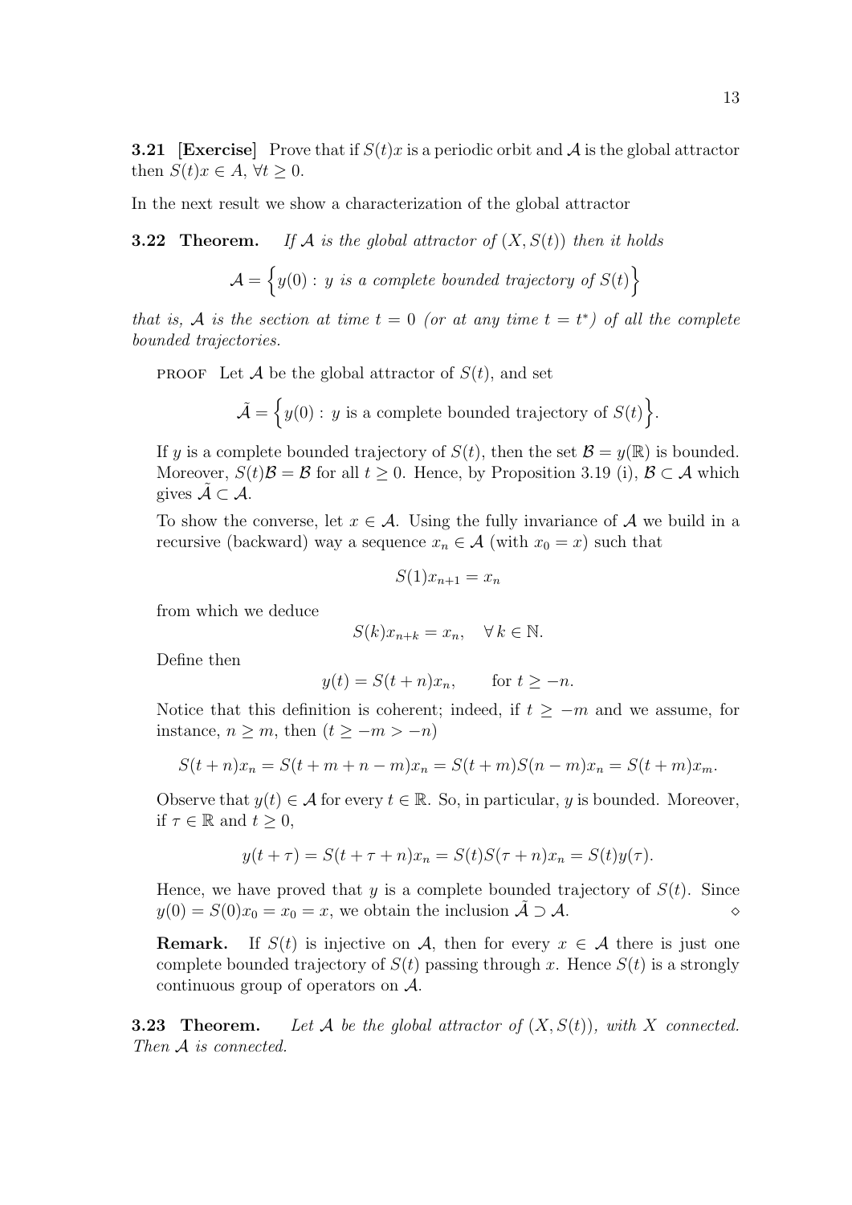**3.21 [Exercise]** Prove that if $S(t)x$ is a periodic orbit and $\mathcal{A}$ is the global attractor then $S(t)x \in A$, $\forall t \geq 0$.

In the next result we show a characterization of the global attractor

**3.22 Theorem.** *If $\mathcal{A}$ is the global attractor of $(X, S(t))$ then it holds*

$$\mathcal{A} = \Big\{ y(0) : \, y \textit{ is a complete bounded trajectory of } S(t) \Big\}$$

*that is, $\mathcal{A}$ is the section at time $t = 0$ (or at any time $t = t^*$) of all the complete bounded trajectories.*

PROOF Let $\mathcal{A}$ be the global attractor of $S(t)$, and set

$$\tilde{\mathcal{A}} = \Big\{ y(0) : \, y \text{ is a complete bounded trajectory of } S(t) \Big\}.$$

If $y$ is a complete bounded trajectory of $S(t)$, then the set $\mathcal{B} = y(\mathbb{R})$ is bounded. Moreover, $S(t)\mathcal{B} = \mathcal{B}$ for all $t \geq 0$. Hence, by Proposition 3.19 (i), $\mathcal{B} \subset \mathcal{A}$ which gives $\tilde{\mathcal{A}} \subset \mathcal{A}$.

To show the converse, let $x \in \mathcal{A}$. Using the fully invariance of $\mathcal{A}$ we build in a recursive (backward) way a sequence $x_n \in \mathcal{A}$ (with $x_0 = x$) such that

$$S(1)x_{n+1} = x_n$$

from which we deduce

$$S(k)x_{n+k} = x_n, \quad \forall \, k \in \mathbb{N}.$$

Define then

$$y(t) = S(t+n)x_n, \qquad \text{for } t \geq -n.$$

Notice that this definition is coherent; indeed, if $t \geq -m$ and we assume, for instance, $n \geq m$, then ($t \geq -m > -n$)

$$S(t+n)x_n = S(t+m+n-m)x_n = S(t+m)S(n-m)x_n = S(t+m)x_m.$$

Observe that $y(t) \in \mathcal{A}$ for every $t \in \mathbb{R}$. So, in particular, $y$ is bounded. Moreover, if $\tau \in \mathbb{R}$ and $t \geq 0$,

$$y(t+\tau) = S(t+\tau+n)x_n = S(t)S(\tau+n)x_n = S(t)y(\tau).$$

Hence, we have proved that $y$ is a complete bounded trajectory of $S(t)$. Since $y(0) = S(0)x_0 = x_0 = x$, we obtain the inclusion $\tilde{\mathcal{A}} \supset \mathcal{A}$. $\diamond$

**Remark.** If $S(t)$ is injective on $\mathcal{A}$, then for every $x \in \mathcal{A}$ there is just one complete bounded trajectory of $S(t)$ passing through $x$. Hence $S(t)$ is a strongly continuous group of operators on $\mathcal{A}$.

**3.23 Theorem.** *Let $\mathcal{A}$ be the global attractor of $(X, S(t))$, with $X$ connected. Then $\mathcal{A}$ is connected.*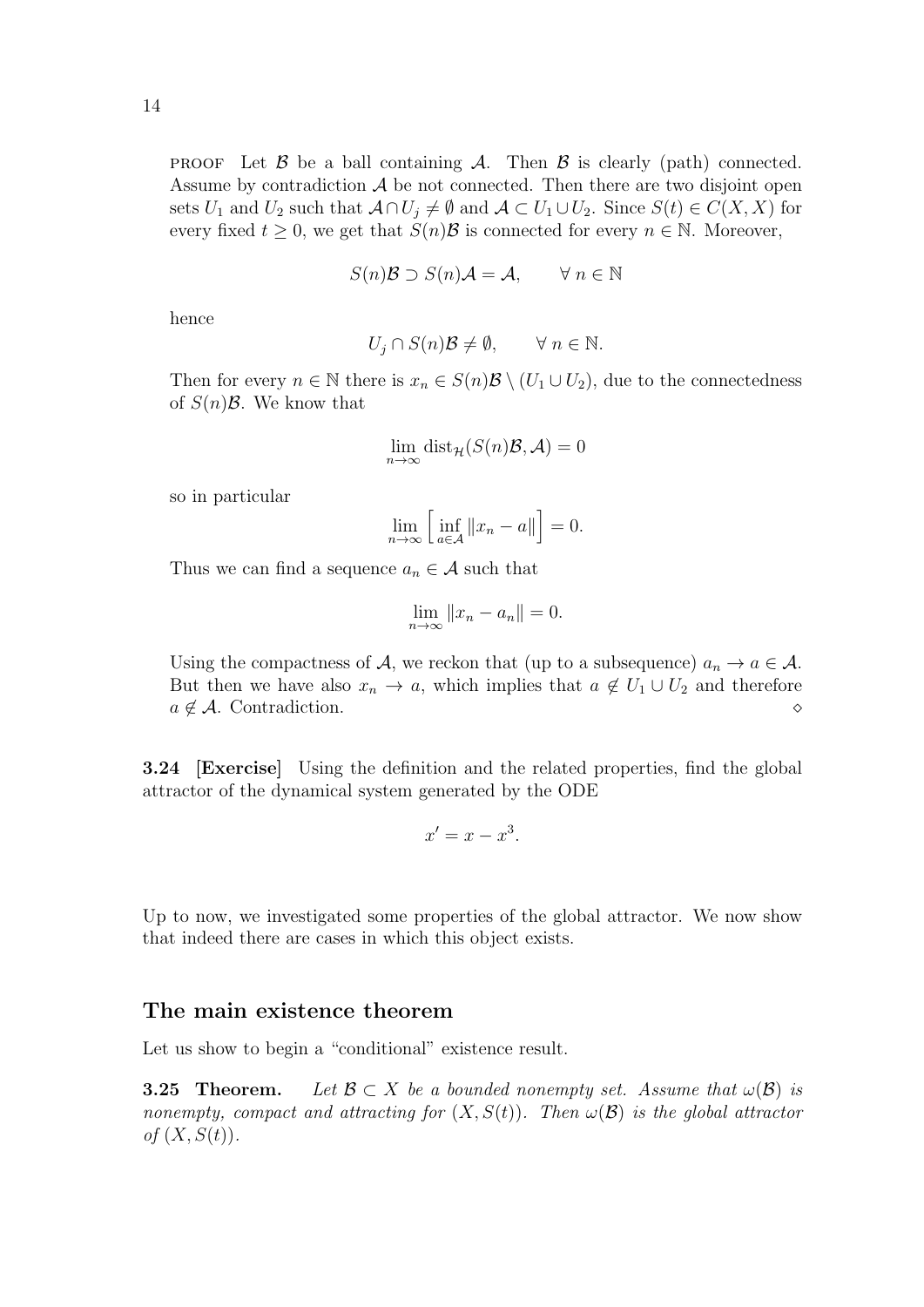PROOF Let $\mathcal{B}$ be a ball containing $\mathcal{A}$. Then $\mathcal{B}$ is clearly (path) connected. Assume by contradiction $\mathcal{A}$ be not connected. Then there are two disjoint open sets $U_1$ and $U_2$ such that $\mathcal{A} \cap U_j \neq \emptyset$ and $\mathcal{A} \subset U_1 \cup U_2$. Since $S(t) \in C(X, X)$ for every fixed $t \geq 0$, we get that $S(n)\mathcal{B}$ is connected for every $n \in \mathbb{N}$. Moreover,

$$S(n)\mathcal{B} \supset S(n)\mathcal{A} = \mathcal{A}, \qquad \forall\, n \in \mathbb{N}$$

hence

$$U_j \cap S(n)\mathcal{B} \neq \emptyset, \qquad \forall\, n \in \mathbb{N}.$$

Then for every $n \in \mathbb{N}$ there is $x_n \in S(n)\mathcal{B} \setminus (U_1 \cup U_2)$, due to the connectedness of $S(n)\mathcal{B}$. We know that

$$\lim_{n\to\infty} \operatorname{dist}_{\mathcal{H}}(S(n)\mathcal{B}, \mathcal{A}) = 0$$

so in particular

$$\lim_{n\to\infty} \Big[ \inf_{a\in\mathcal{A}} \|x_n - a\| \Big] = 0.$$

Thus we can find a sequence $a_n \in \mathcal{A}$ such that

$$\lim_{n\to\infty} \|x_n - a_n\| = 0.$$

Using the compactness of $\mathcal{A}$, we reckon that (up to a subsequence) $a_n \to a \in \mathcal{A}$. But then we have also $x_n \to a$, which implies that $a \notin U_1 \cup U_2$ and therefore $a \notin \mathcal{A}$. Contradiction. $\diamond$

**3.24 [Exercise]** Using the definition and the related properties, find the global attractor of the dynamical system generated by the ODE

$$x' = x - x^3.$$

Up to now, we investigated some properties of the global attractor. We now show that indeed there are cases in which this object exists.

## The main existence theorem

Let us show to begin a "conditional" existence result.

**3.25 Theorem.** *Let $\mathcal{B} \subset X$ be a bounded nonempty set. Assume that $\omega(\mathcal{B})$ is nonempty, compact and attracting for $(X, S(t))$. Then $\omega(\mathcal{B})$ is the global attractor of $(X, S(t))$.*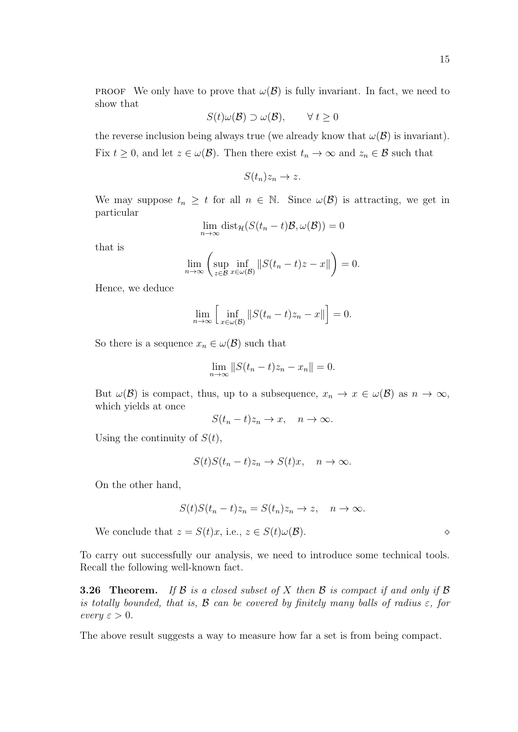PROOF We only have to prove that $\omega(\mathcal{B})$ is fully invariant. In fact, we need to show that

$$S(t)\omega(\mathcal{B}) \supset \omega(\mathcal{B}), \qquad \forall\, t \geq 0$$

the reverse inclusion being always true (we already know that $\omega(\mathcal{B})$ is invariant). Fix $t \geq 0$, and let $z \in \omega(\mathcal{B})$. Then there exist $t_n \to \infty$ and $z_n \in \mathcal{B}$ such that

$$S(t_n)z_n \to z.$$

We may suppose $t_n \geq t$ for all $n \in \mathbb{N}$. Since $\omega(\mathcal{B})$ is attracting, we get in particular

$$\lim_{n\to\infty} \operatorname{dist}_{\mathcal{H}}(S(t_n - t)\mathcal{B}, \omega(\mathcal{B})) = 0$$

that is

$$\lim_{n\to\infty} \left( \sup_{z\in\mathcal{B}} \inf_{x\in\omega(\mathcal{B})} \|S(t_n - t)z - x\| \right) = 0.$$

Hence, we deduce

$$\lim_{n\to\infty} \left[ \inf_{x\in\omega(\mathcal{B})} \|S(t_n - t)z_n - x\| \right] = 0.$$

So there is a sequence $x_n \in \omega(\mathcal{B})$ such that

$$\lim_{n\to\infty} \|S(t_n - t)z_n - x_n\| = 0.$$

But $\omega(\mathcal{B})$ is compact, thus, up to a subsequence, $x_n \to x \in \omega(\mathcal{B})$ as $n \to \infty$, which yields at once

$$S(t_n - t)z_n \to x, \quad n \to \infty.$$

Using the continuity of $S(t)$,

$$S(t)S(t_n - t)z_n \to S(t)x, \quad n \to \infty.$$

On the other hand,

$$S(t)S(t_n - t)z_n = S(t_n)z_n \to z, \quad n \to \infty.$$

We conclude that $z = S(t)x$, i.e., $z \in S(t)\omega(\mathcal{B})$. $\diamond$

To carry out successfully our analysis, we need to introduce some technical tools. Recall the following well-known fact.

**3.26 Theorem.** *If $\mathcal{B}$ is a closed subset of $X$ then $\mathcal{B}$ is compact if and only if $\mathcal{B}$ is totally bounded, that is, $\mathcal{B}$ can be covered by finitely many balls of radius $\varepsilon$, for every $\varepsilon > 0$.*

The above result suggests a way to measure how far a set is from being compact.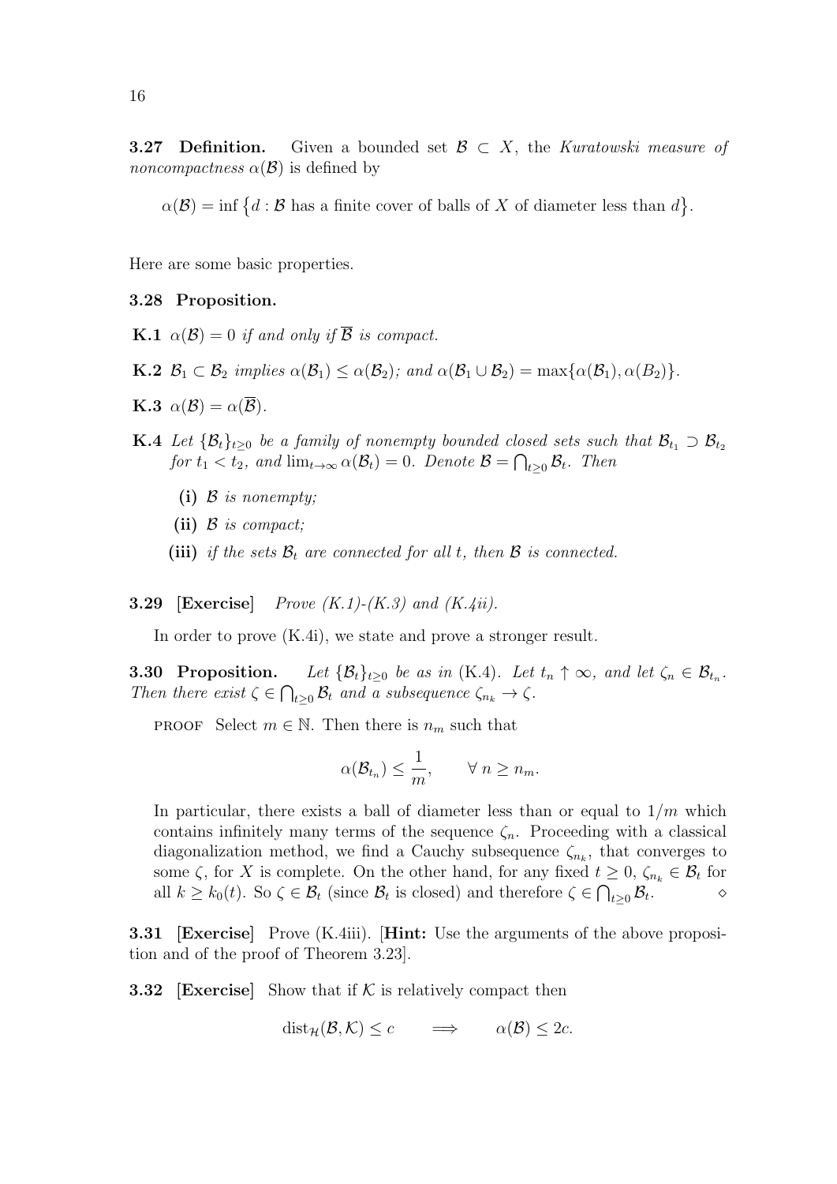**3.27 Definition.** Given a bounded set $\mathcal{B} \subset X$, the *Kuratowski measure of noncompactness* $\alpha(\mathcal{B})$ is defined by

$$\alpha(\mathcal{B}) = \inf\big\{d : \mathcal{B} \text{ has a finite cover of balls of } X \text{ of diameter less than } d\big\}.$$

Here are some basic properties.

**3.28 Proposition.**

**K.1** *$\alpha(\mathcal{B}) = 0$ if and only if $\overline{\mathcal{B}}$ is compact.*

**K.2** *$\mathcal{B}_1 \subset \mathcal{B}_2$ implies $\alpha(\mathcal{B}_1) \leq \alpha(\mathcal{B}_2)$; and $\alpha(\mathcal{B}_1 \cup \mathcal{B}_2) = \max\{\alpha(\mathcal{B}_1), \alpha(B_2)\}$.*

**K.3** *$\alpha(\mathcal{B}) = \alpha(\overline{\mathcal{B}})$.*

**K.4** *Let $\{\mathcal{B}_t\}_{t\geq 0}$ be a family of nonempty bounded closed sets such that $\mathcal{B}_{t_1} \supset \mathcal{B}_{t_2}$ for $t_1 < t_2$, and $\lim_{t\to\infty} \alpha(\mathcal{B}_t) = 0$. Denote $\mathcal{B} = \bigcap_{t\geq 0} \mathcal{B}_t$. Then*

- **(i)** *$\mathcal{B}$ is nonempty;*
- **(ii)** *$\mathcal{B}$ is compact;*
- **(iii)** *if the sets $\mathcal{B}_t$ are connected for all $t$, then $\mathcal{B}$ is connected.*

**3.29 [Exercise]** *Prove (K.1)-(K.3) and (K.4ii).*

In order to prove (K.4i), we state and prove a stronger result.

**3.30 Proposition.** *Let $\{\mathcal{B}_t\}_{t\geq 0}$ be as in* (K.4). *Let $t_n \uparrow \infty$, and let $\zeta_n \in \mathcal{B}_{t_n}$. Then there exist $\zeta \in \bigcap_{t\geq 0} \mathcal{B}_t$ and a subsequence $\zeta_{n_k} \to \zeta$.*

PROOF Select $m \in \mathbb{N}$. Then there is $n_m$ such that

$$\alpha(\mathcal{B}_{t_n}) \leq \frac{1}{m}, \qquad \forall\, n \geq n_m.$$

In particular, there exists a ball of diameter less than or equal to $1/m$ which contains infinitely many terms of the sequence $\zeta_n$. Proceeding with a classical diagonalization method, we find a Cauchy subsequence $\zeta_{n_k}$, that converges to some $\zeta$, for $X$ is complete. On the other hand, for any fixed $t \geq 0$, $\zeta_{n_k} \in \mathcal{B}_t$ for all $k \geq k_0(t)$. So $\zeta \in \mathcal{B}_t$ (since $\mathcal{B}_t$ is closed) and therefore $\zeta \in \bigcap_{t\geq 0} \mathcal{B}_t$. $\diamond$

**3.31 [Exercise]** Prove (K.4iii). [**Hint:** Use the arguments of the above proposition and of the proof of Theorem 3.23].

**3.32 [Exercise]** Show that if $\mathcal{K}$ is relatively compact then

$$\text{dist}_{\mathcal{H}}(\mathcal{B}, \mathcal{K}) \leq c \qquad \Longrightarrow \qquad \alpha(\mathcal{B}) \leq 2c.$$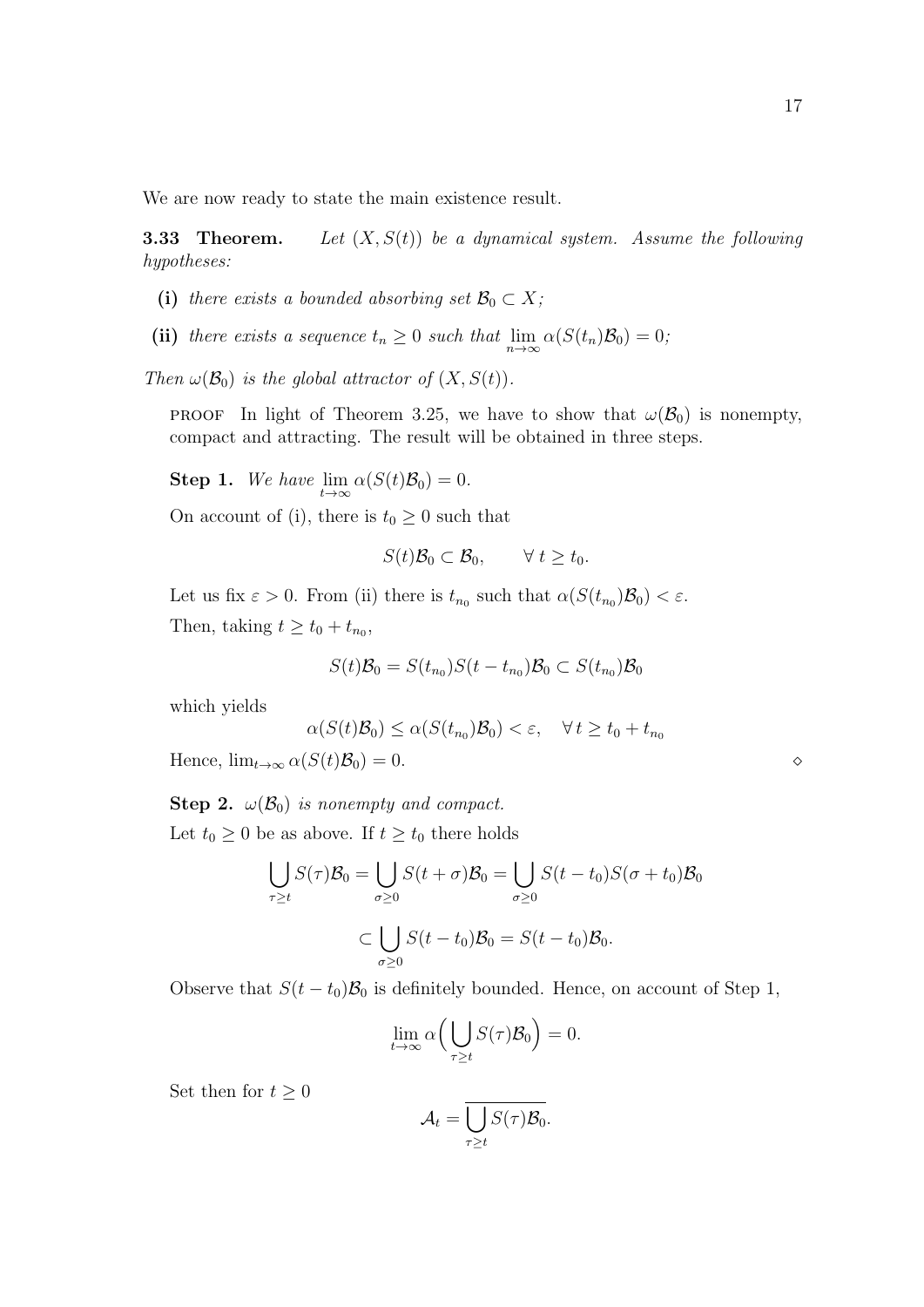We are now ready to state the main existence result.

**3.33 Theorem.** *Let $(X, S(t))$ be a dynamical system. Assume the following hypotheses:*

- **(i)** *there exists a bounded absorbing set $\mathcal{B}_0 \subset X$;*
- **(ii)** *there exists a sequence $t_n \geq 0$ such that $\lim_{n\to\infty} \alpha(S(t_n)\mathcal{B}_0) = 0$;*

*Then $\omega(\mathcal{B}_0)$ is the global attractor of $(X, S(t))$.*

PROOF In light of Theorem 3.25, we have to show that $\omega(\mathcal{B}_0)$ is nonempty, compact and attracting. The result will be obtained in three steps.

**Step 1.** *We have $\lim_{t\to\infty} \alpha(S(t)\mathcal{B}_0) = 0$.*

On account of (i), there is $t_0 \geq 0$ such that

$$S(t)\mathcal{B}_0 \subset \mathcal{B}_0, \qquad \forall\, t \geq t_0.$$

Let us fix $\varepsilon > 0$. From (ii) there is $t_{n_0}$ such that $\alpha(S(t_{n_0})\mathcal{B}_0) < \varepsilon$.

Then, taking $t \geq t_0 + t_{n_0}$,

$$S(t)\mathcal{B}_0 = S(t_{n_0})S(t - t_{n_0})\mathcal{B}_0 \subset S(t_{n_0})\mathcal{B}_0$$

which yields

$$\alpha(S(t)\mathcal{B}_0) \leq \alpha(S(t_{n_0})\mathcal{B}_0) < \varepsilon, \quad \forall\, t \geq t_0 + t_{n_0}$$

Hence, $\lim_{t\to\infty} \alpha(S(t)\mathcal{B}_0) = 0$. ◇

**Step 2.** *$\omega(\mathcal{B}_0)$ is nonempty and compact.*

Let $t_0 \geq 0$ be as above. If $t \geq t_0$ there holds

$$\bigcup_{\tau \geq t} S(\tau)\mathcal{B}_0 = \bigcup_{\sigma \geq 0} S(t+\sigma)\mathcal{B}_0 = \bigcup_{\sigma \geq 0} S(t - t_0)S(\sigma + t_0)\mathcal{B}_0$$

$$\subset \bigcup_{\sigma \geq 0} S(t - t_0)\mathcal{B}_0 = S(t - t_0)\mathcal{B}_0.$$

Observe that $S(t - t_0)\mathcal{B}_0$ is definitely bounded. Hence, on account of Step 1,

$$\lim_{t\to\infty} \alpha\Big(\bigcup_{\tau \geq t} S(\tau)\mathcal{B}_0\Big) = 0.$$

Set then for $t \geq 0$

$$\mathcal{A}_t = \overline{\bigcup_{\tau \geq t} S(\tau)\mathcal{B}_0}.$$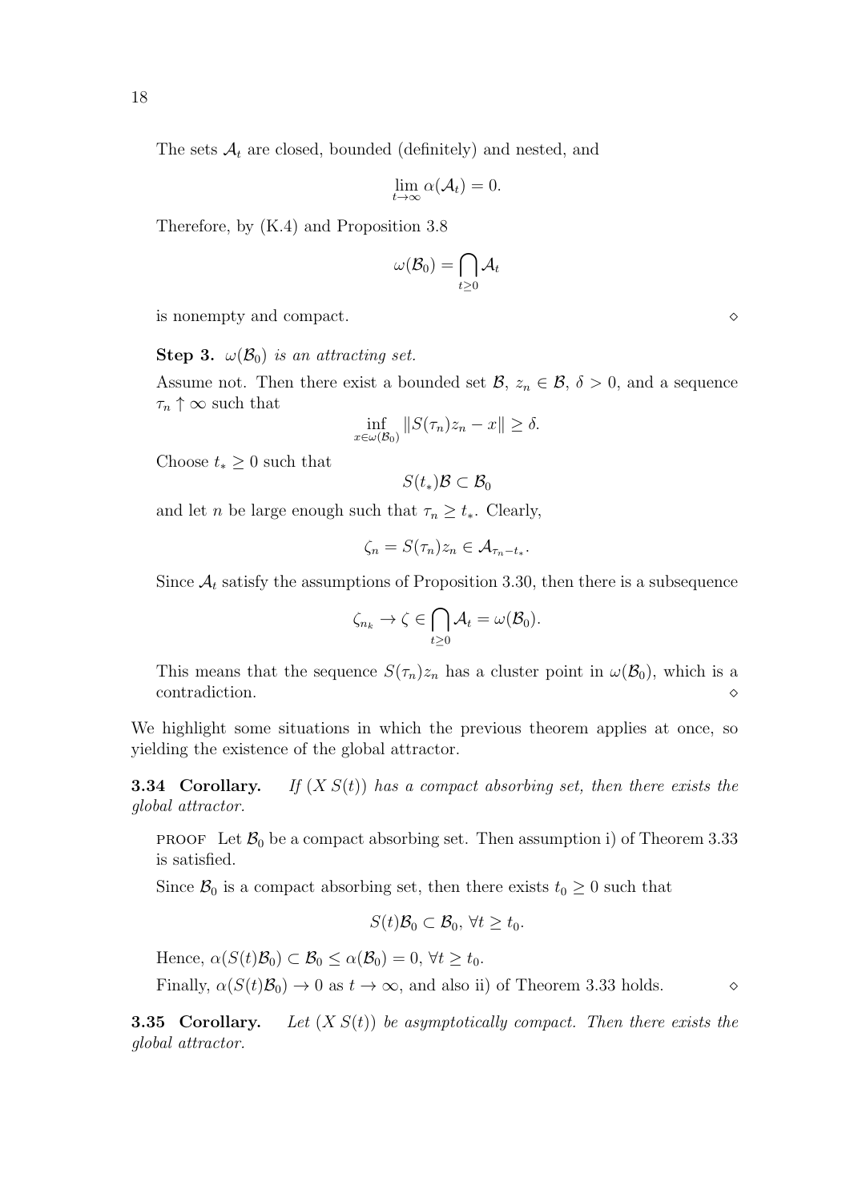The sets $\mathcal{A}_t$ are closed, bounded (definitely) and nested, and

$$\lim_{t\to\infty} \alpha(\mathcal{A}_t) = 0.$$

Therefore, by (K.4) and Proposition 3.8

$$\omega(\mathcal{B}_0) = \bigcap_{t\geq 0} \mathcal{A}_t$$

is nonempty and compact. $\diamond$

**Step 3.** *$\omega(\mathcal{B}_0)$ is an attracting set.*

Assume not. Then there exist a bounded set $\mathcal{B}$, $z_n \in \mathcal{B}$, $\delta > 0$, and a sequence $\tau_n \uparrow \infty$ such that

$$\inf_{x\in\omega(\mathcal{B}_0)} \|S(\tau_n)z_n - x\| \geq \delta.$$

Choose $t_* \geq 0$ such that

$$S(t_*)\mathcal{B} \subset \mathcal{B}_0$$

and let $n$ be large enough such that $\tau_n \geq t_*$. Clearly,

$$\zeta_n = S(\tau_n)z_n \in \mathcal{A}_{\tau_n - t_*}.$$

Since $\mathcal{A}_t$ satisfy the assumptions of Proposition 3.30, then there is a subsequence

$$\zeta_{n_k} \to \zeta \in \bigcap_{t\geq 0} \mathcal{A}_t = \omega(\mathcal{B}_0).$$

This means that the sequence $S(\tau_n)z_n$ has a cluster point in $\omega(\mathcal{B}_0)$, which is a contradiction. $\diamond$

We highlight some situations in which the previous theorem applies at once, so yielding the existence of the global attractor.

**3.34 Corollary.** *If $(X\, S(t))$ has a compact absorbing set, then there exists the global attractor.*

PROOF Let $\mathcal{B}_0$ be a compact absorbing set. Then assumption i) of Theorem 3.33 is satisfied.

Since $\mathcal{B}_0$ is a compact absorbing set, then there exists $t_0 \geq 0$ such that

$$S(t)\mathcal{B}_0 \subset \mathcal{B}_0,\ \forall t \geq t_0.$$

Hence, $\alpha(S(t)\mathcal{B}_0) \subset \mathcal{B}_0 \leq \alpha(\mathcal{B}_0) = 0$, $\forall t \geq t_0$.

Finally, $\alpha(S(t)\mathcal{B}_0) \to 0$ as $t \to \infty$, and also ii) of Theorem 3.33 holds. $\diamond$

**3.35 Corollary.** *Let $(X\, S(t))$ be asymptotically compact. Then there exists the global attractor.*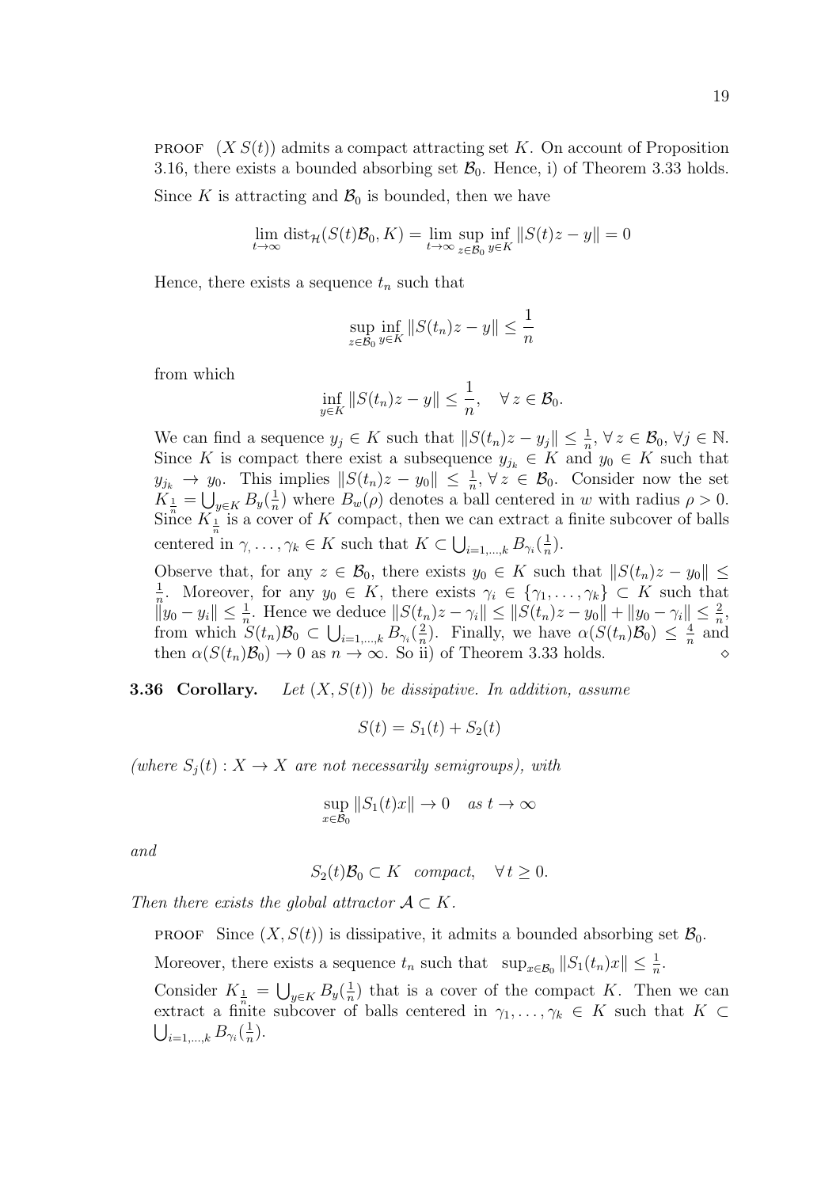PROOF $(X\, S(t))$ admits a compact attracting set $K$. On account of Proposition 3.16, there exists a bounded absorbing set $\mathcal{B}_0$. Hence, i) of Theorem 3.33 holds.

Since $K$ is attracting and $\mathcal{B}_0$ is bounded, then we have

$$\lim_{t\to\infty} \mathrm{dist}_{\mathcal{H}}(S(t)\mathcal{B}_0, K) = \lim_{t\to\infty} \sup_{z\in\mathcal{B}_0} \inf_{y\in K} \|S(t)z - y\| = 0$$

Hence, there exists a sequence $t_n$ such that

$$\sup_{z\in\mathcal{B}_0} \inf_{y\in K} \|S(t_n)z - y\| \leq \frac{1}{n}$$

from which

$$\inf_{y\in K} \|S(t_n)z - y\| \leq \frac{1}{n}, \quad \forall\, z \in \mathcal{B}_0.$$

We can find a sequence $y_j \in K$ such that $\|S(t_n)z - y_j\| \leq \frac{1}{n}$, $\forall\, z \in \mathcal{B}_0$, $\forall j \in \mathbb{N}$. Since $K$ is compact there exist a subsequence $y_{j_k} \in K$ and $y_0 \in K$ such that $y_{j_k} \to y_0$. This implies $\|S(t_n)z - y_0\| \leq \frac{1}{n}$, $\forall\, z \in \mathcal{B}_0$. Consider now the set $K_{\frac{1}{n}} = \bigcup_{y\in K} B_y(\frac{1}{n})$ where $B_w(\rho)$ denotes a ball centered in $w$ with radius $\rho > 0$. Since $K_{\frac{1}{n}}$ is a cover of $K$ compact, then we can extract a finite subcover of balls centered in $\gamma_, \ldots, \gamma_k \in K$ such that $K \subset \bigcup_{i=1,\ldots,k} B_{\gamma_i}(\frac{1}{n})$.

Observe that, for any $z \in \mathcal{B}_0$, there exists $y_0 \in K$ such that $\|S(t_n)z - y_0\| \leq \frac{1}{n}$. Moreover, for any $y_0 \in K$, there exists $\gamma_i \in \{\gamma_1, \ldots, \gamma_k\} \subset K$ such that $\|y_0 - y_i\| \leq \frac{1}{n}$. Hence we deduce $\|S(t_n)z - \gamma_i\| \leq \|S(t_n)z - y_0\| + \|y_0 - \gamma_i\| \leq \frac{2}{n}$, from which $S(t_n)\mathcal{B}_0 \subset \bigcup_{i=1,\ldots,k} B_{\gamma_i}(\frac{2}{n})$. Finally, we have $\alpha(S(t_n)\mathcal{B}_0) \leq \frac{4}{n}$ and then $\alpha(S(t_n)\mathcal{B}_0) \to 0$ as $n \to \infty$. So ii) of Theorem 3.33 holds. ⋄

**3.36 Corollary.** *Let $(X, S(t))$ be dissipative. In addition, assume*

$$S(t) = S_1(t) + S_2(t)$$

*(where $S_j(t) : X \to X$ are not necessarily semigroups), with*

$$\sup_{x\in\mathcal{B}_0} \|S_1(t)x\| \to 0 \quad \text{as } t \to \infty$$

*and*

$$S_2(t)\mathcal{B}_0 \subset K \quad \text{compact}, \quad \forall\, t \geq 0.$$

*Then there exists the global attractor $\mathcal{A} \subset K$.*

PROOF Since $(X, S(t))$ is dissipative, it admits a bounded absorbing set $\mathcal{B}_0$.

Moreover, there exists a sequence $t_n$ such that $\sup_{x\in\mathcal{B}_0} \|S_1(t_n)x\| \leq \frac{1}{n}$.

Consider $K_{\frac{1}{n}} = \bigcup_{y\in K} B_y(\frac{1}{n})$ that is a cover of the compact $K$. Then we can extract a finite subcover of balls centered in $\gamma_1, \ldots, \gamma_k \in K$ such that $K \subset \bigcup_{i=1,\ldots,k} B_{\gamma_i}(\frac{1}{n})$.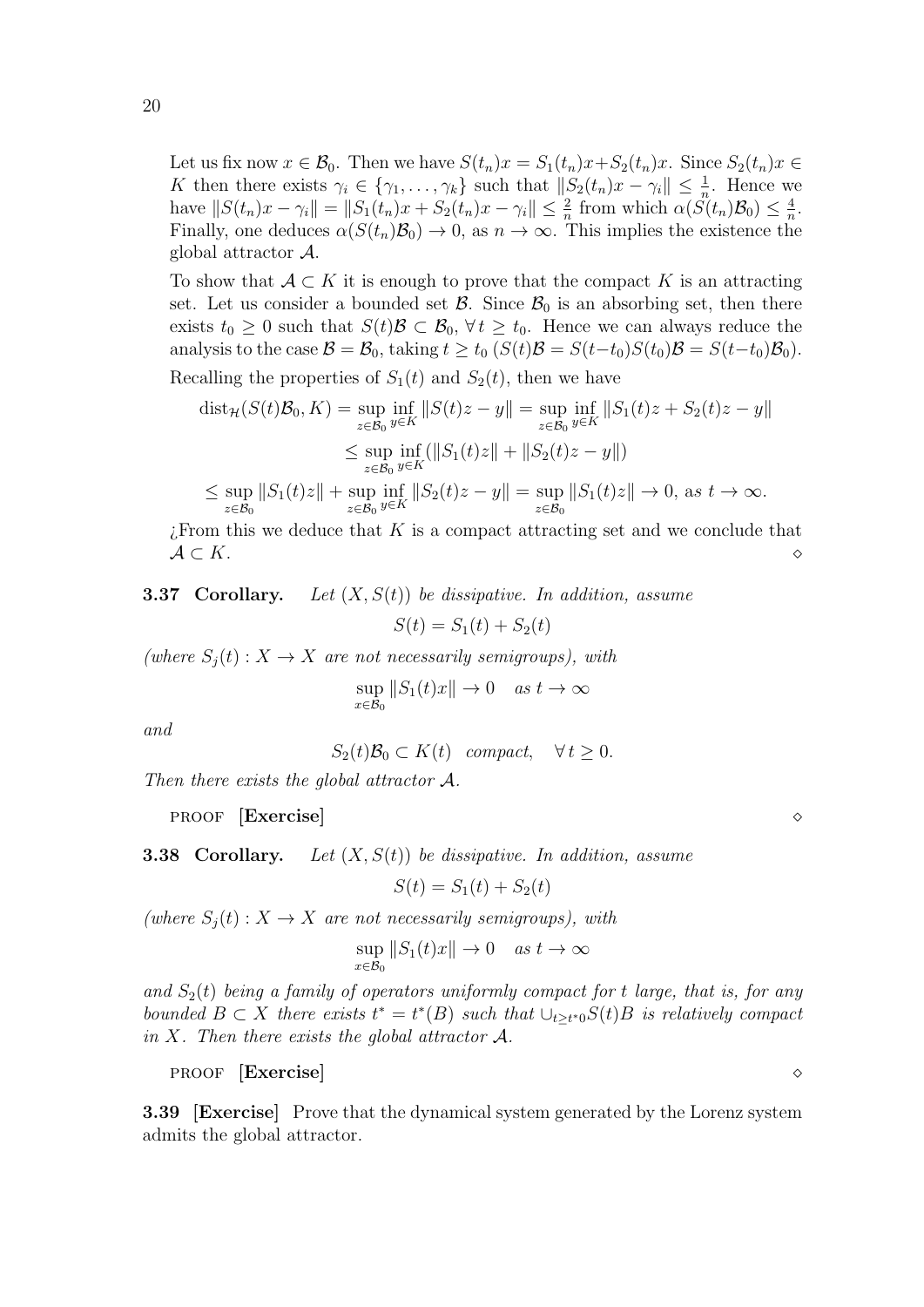Let us fix now $x \in \mathcal{B}_0$. Then we have $S(t_n)x = S_1(t_n)x + S_2(t_n)x$. Since $S_2(t_n)x \in K$ then there exists $\gamma_i \in \{\gamma_1, \ldots, \gamma_k\}$ such that $\|S_2(t_n)x - \gamma_i\| \le \frac{1}{n}$. Hence we have $\|S(t_n)x - \gamma_i\| = \|S_1(t_n)x + S_2(t_n)x - \gamma_i\| \le \frac{2}{n}$ from which $\alpha(S(t_n)\mathcal{B}_0) \le \frac{4}{n}$. Finally, one deduces $\alpha(S(t_n)\mathcal{B}_0) \to 0$, as $n \to \infty$. This implies the existence the global attractor $\mathcal{A}$.

To show that $\mathcal{A} \subset K$ it is enough to prove that the compact $K$ is an attracting set. Let us consider a bounded set $\mathcal{B}$. Since $\mathcal{B}_0$ is an absorbing set, then there exists $t_0 \ge 0$ such that $S(t)\mathcal{B} \subset \mathcal{B}_0$, $\forall\, t \ge t_0$. Hence we can always reduce the analysis to the case $\mathcal{B} = \mathcal{B}_0$, taking $t \ge t_0$ ($S(t)\mathcal{B} = S(t-t_0)S(t_0)\mathcal{B} = S(t-t_0)\mathcal{B}_0$).

Recalling the properties of $S_1(t)$ and $S_2(t)$, then we have

$$
\begin{aligned}
\operatorname{dist}_{\mathcal{H}}(S(t)\mathcal{B}_0, K) &= \sup_{z \in \mathcal{B}_0} \inf_{y \in K} \|S(t)z - y\| = \sup_{z \in \mathcal{B}_0} \inf_{y \in K} \|S_1(t)z + S_2(t)z - y\| \\
&\le \sup_{z \in \mathcal{B}_0} \inf_{y \in K} (\|S_1(t)z\| + \|S_2(t)z - y\|) \\
\le \sup_{z \in \mathcal{B}_0} \|S_1(t)z\| &+ \sup_{z \in \mathcal{B}_0} \inf_{y \in K} \|S_2(t)z - y\| = \sup_{z \in \mathcal{B}_0} \|S_1(t)z\| \to 0, \text{ as } t \to \infty.
\end{aligned}
$$

¿From this we deduce that $K$ is a compact attracting set and we conclude that $\mathcal{A} \subset K$. ◇

**3.37 Corollary.** *Let $(X, S(t))$ be dissipative. In addition, assume*

$$
S(t) = S_1(t) + S_2(t)
$$

*(where $S_j(t) : X \to X$ are not necessarily semigroups), with*

$$
\sup_{x \in \mathcal{B}_0} \|S_1(t)x\| \to 0 \quad \text{as } t \to \infty
$$

*and*

$$
S_2(t)\mathcal{B}_0 \subset K(t) \quad \text{compact}, \quad \forall\, t \ge 0.
$$

*Then there exists the global attractor $\mathcal{A}$.*

PROOF **[Exercise]** ◇

**3.38 Corollary.** *Let $(X, S(t))$ be dissipative. In addition, assume*

$$
S(t) = S_1(t) + S_2(t)
$$

*(where $S_j(t) : X \to X$ are not necessarily semigroups), with*

$$
\sup_{x \in \mathcal{B}_0} \|S_1(t)x\| \to 0 \quad \text{as } t \to \infty
$$

*and $S_2(t)$ being a family of operators uniformly compact for t large, that is, for any bounded $B \subset X$ there exists $t^* = t^*(B)$ such that $\cup_{t \ge t^*0} S(t)B$ is relatively compact in $X$. Then there exists the global attractor $\mathcal{A}$.*

PROOF **[Exercise]** ◇

**3.39 [Exercise]** Prove that the dynamical system generated by the Lorenz system admits the global attractor.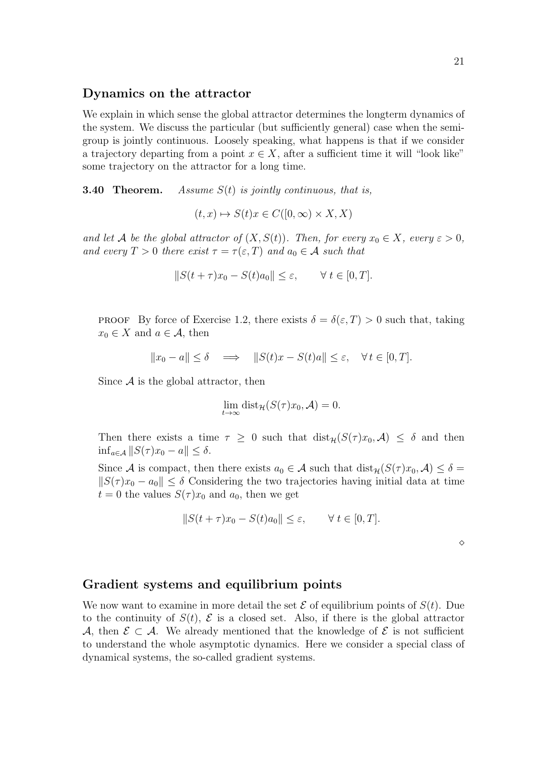## Dynamics on the attractor

We explain in which sense the global attractor determines the longterm dynamics of the system. We discuss the particular (but sufficiently general) case when the semigroup is jointly continuous. Loosely speaking, what happens is that if we consider a trajectory departing from a point $x \in X$, after a sufficient time it will "look like" some trajectory on the attractor for a long time.

**3.40 Theorem.** *Assume $S(t)$ is jointly continuous, that is,*

$$(t, x) \mapsto S(t)x \in C([0, \infty) \times X, X)$$

*and let $\mathcal{A}$ be the global attractor of $(X, S(t))$. Then, for every $x_0 \in X$, every $\varepsilon > 0$, and every $T > 0$ there exist $\tau = \tau(\varepsilon, T)$ and $a_0 \in \mathcal{A}$ such that*

$$\|S(t + \tau)x_0 - S(t)a_0\| \leq \varepsilon, \qquad \forall\, t \in [0, T].$$

PROOF By force of Exercise 1.2, there exists $\delta = \delta(\varepsilon, T) > 0$ such that, taking $x_0 \in X$ and $a \in \mathcal{A}$, then

$$\|x_0 - a\| \leq \delta \quad \Longrightarrow \quad \|S(t)x - S(t)a\| \leq \varepsilon, \quad \forall\, t \in [0, T].$$

Since $\mathcal{A}$ is the global attractor, then

$$\lim_{t \to \infty} \operatorname{dist}_{\mathcal{H}}(S(\tau)x_0, \mathcal{A}) = 0.$$

Then there exists a time $\tau \geq 0$ such that $\operatorname{dist}_{\mathcal{H}}(S(\tau)x_0, \mathcal{A}) \leq \delta$ and then $\inf_{a \in \mathcal{A}} \|S(\tau)x_0 - a\| \leq \delta$.

Since $\mathcal{A}$ is compact, then there exists $a_0 \in \mathcal{A}$ such that $\operatorname{dist}_{\mathcal{H}}(S(\tau)x_0, \mathcal{A}) \leq \delta = \|S(\tau)x_0 - a_0\| \leq \delta$ Considering the two trajectories having initial data at time $t = 0$ the values $S(\tau)x_0$ and $a_0$, then we get

$$\|S(t + \tau)x_0 - S(t)a_0\| \leq \varepsilon, \qquad \forall\, t \in [0, T].$$

◇

## Gradient systems and equilibrium points

We now want to examine in more detail the set $\mathcal{E}$ of equilibrium points of $S(t)$. Due to the continuity of $S(t)$, $\mathcal{E}$ is a closed set. Also, if there is the global attractor $\mathcal{A}$, then $\mathcal{E} \subset \mathcal{A}$. We already mentioned that the knowledge of $\mathcal{E}$ is not sufficient to understand the whole asymptotic dynamics. Here we consider a special class of dynamical systems, the so-called gradient systems.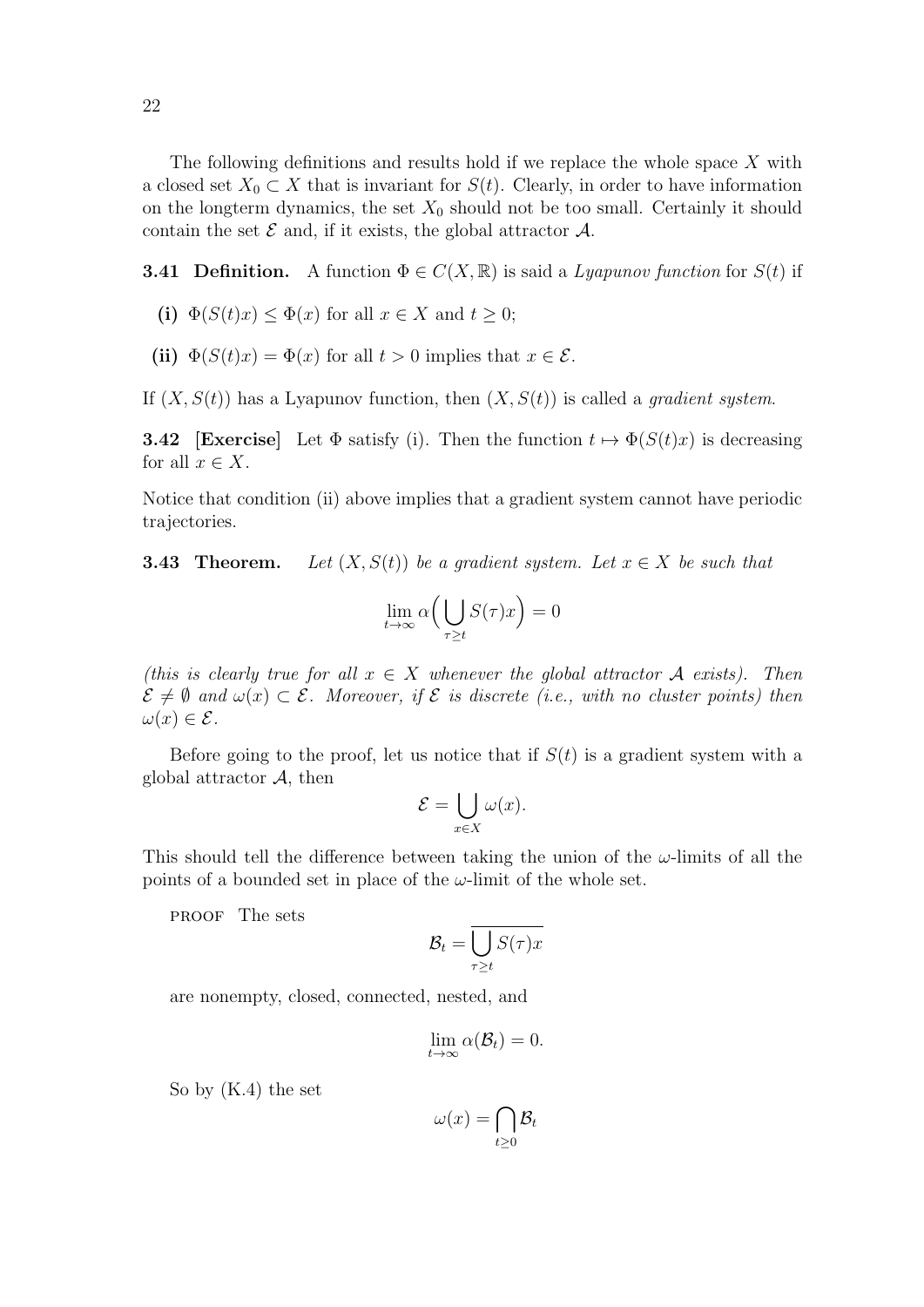The following definitions and results hold if we replace the whole space $X$ with a closed set $X_0 \subset X$ that is invariant for $S(t)$. Clearly, in order to have information on the longterm dynamics, the set $X_0$ should not be too small. Certainly it should contain the set $\mathcal{E}$ and, if it exists, the global attractor $\mathcal{A}$.

**3.41 Definition.** A function $\Phi \in C(X, \mathbb{R})$ is said a *Lyapunov function* for $S(t)$ if

- **(i)** $\Phi(S(t)x) \leq \Phi(x)$ for all $x \in X$ and $t \geq 0$;
- **(ii)** $\Phi(S(t)x) = \Phi(x)$ for all $t > 0$ implies that $x \in \mathcal{E}$.

If $(X, S(t))$ has a Lyapunov function, then $(X, S(t))$ is called a *gradient system*.

**3.42 [Exercise]** Let $\Phi$ satisfy (i). Then the function $t \mapsto \Phi(S(t)x)$ is decreasing for all $x \in X$.

Notice that condition (ii) above implies that a gradient system cannot have periodic trajectories.

**3.43 Theorem.** *Let $(X, S(t))$ be a gradient system. Let $x \in X$ be such that*

$$\lim_{t \to \infty} \alpha\Big(\bigcup_{\tau \geq t} S(\tau)x\Big) = 0$$

*(this is clearly true for all $x \in X$ whenever the global attractor $\mathcal{A}$ exists). Then $\mathcal{E} \neq \emptyset$ and $\omega(x) \subset \mathcal{E}$. Moreover, if $\mathcal{E}$ is discrete (i.e., with no cluster points) then $\omega(x) \in \mathcal{E}$.*

Before going to the proof, let us notice that if $S(t)$ is a gradient system with a global attractor $\mathcal{A}$, then

$$\mathcal{E} = \bigcup_{x \in X} \omega(x).$$

This should tell the difference between taking the union of the $\omega$-limits of all the points of a bounded set in place of the $\omega$-limit of the whole set.

PROOF The sets

$$\mathcal{B}_t = \overline{\bigcup_{\tau \geq t} S(\tau)x}$$

are nonempty, closed, connected, nested, and

$$\lim_{t \to \infty} \alpha(\mathcal{B}_t) = 0.$$

So by (K.4) the set

$$\omega(x) = \bigcap_{t \geq 0} \mathcal{B}_t$$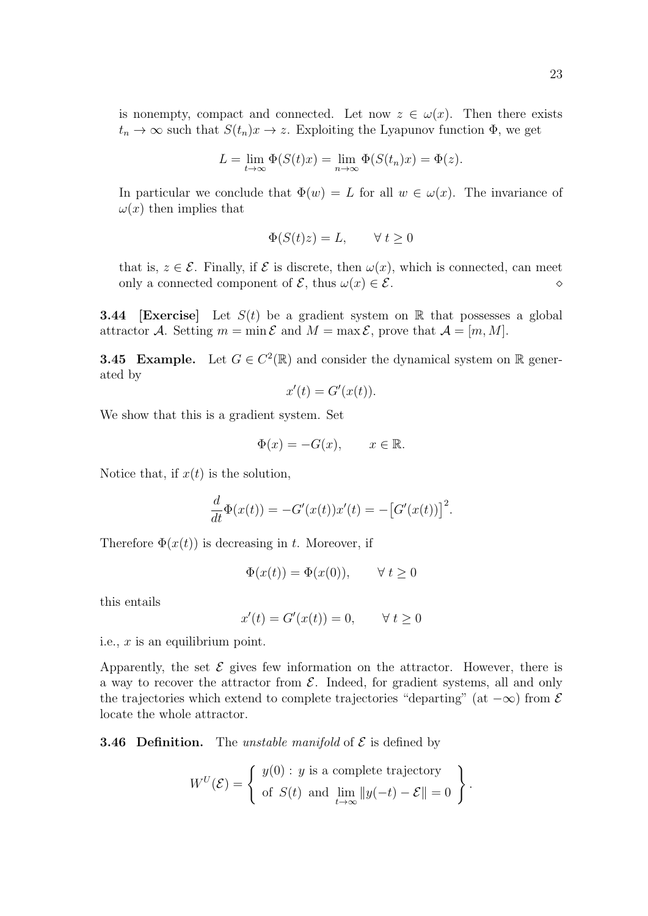is nonempty, compact and connected. Let now $z \in \omega(x)$. Then there exists $t_n \to \infty$ such that $S(t_n)x \to z$. Exploiting the Lyapunov function $\Phi$, we get

$$L = \lim_{t\to\infty} \Phi(S(t)x) = \lim_{n\to\infty} \Phi(S(t_n)x) = \Phi(z).$$

In particular we conclude that $\Phi(w) = L$ for all $w \in \omega(x)$. The invariance of $\omega(x)$ then implies that

$$\Phi(S(t)z) = L, \qquad \forall\, t \geq 0$$

that is, $z \in \mathcal{E}$. Finally, if $\mathcal{E}$ is discrete, then $\omega(x)$, which is connected, can meet only a connected component of $\mathcal{E}$, thus $\omega(x) \in \mathcal{E}$. $\diamond$

**3.44 [Exercise]** Let $S(t)$ be a gradient system on $\mathbb{R}$ that possesses a global attractor $\mathcal{A}$. Setting $m = \min \mathcal{E}$ and $M = \max \mathcal{E}$, prove that $\mathcal{A} = [m, M]$.

**3.45 Example.** Let $G \in C^2(\mathbb{R})$ and consider the dynamical system on $\mathbb{R}$ generated by

$$x'(t) = G'(x(t)).$$

We show that this is a gradient system. Set

$$\Phi(x) = -G(x), \qquad x \in \mathbb{R}.$$

Notice that, if $x(t)$ is the solution,

$$\frac{d}{dt}\Phi(x(t)) = -G'(x(t))x'(t) = -\big[G'(x(t))\big]^2.$$

Therefore $\Phi(x(t))$ is decreasing in $t$. Moreover, if

$$\Phi(x(t)) = \Phi(x(0)), \qquad \forall\, t \geq 0$$

this entails

$$x'(t) = G'(x(t)) = 0, \qquad \forall\, t \geq 0$$

i.e., $x$ is an equilibrium point.

Apparently, the set $\mathcal{E}$ gives few information on the attractor. However, there is a way to recover the attractor from $\mathcal{E}$. Indeed, for gradient systems, all and only the trajectories which extend to complete trajectories "departing" (at $-\infty$) from $\mathcal{E}$ locate the whole attractor.

**3.46 Definition.** The *unstable manifold* of $\mathcal{E}$ is defined by

$$W^U(\mathcal{E}) = \left\{ \begin{array}{l} y(0) : y \text{ is a complete trajectory} \\ \text{of } S(t) \text{ and } \lim\limits_{t\to\infty} \|y(-t) - \mathcal{E}\| = 0 \end{array} \right\}.$$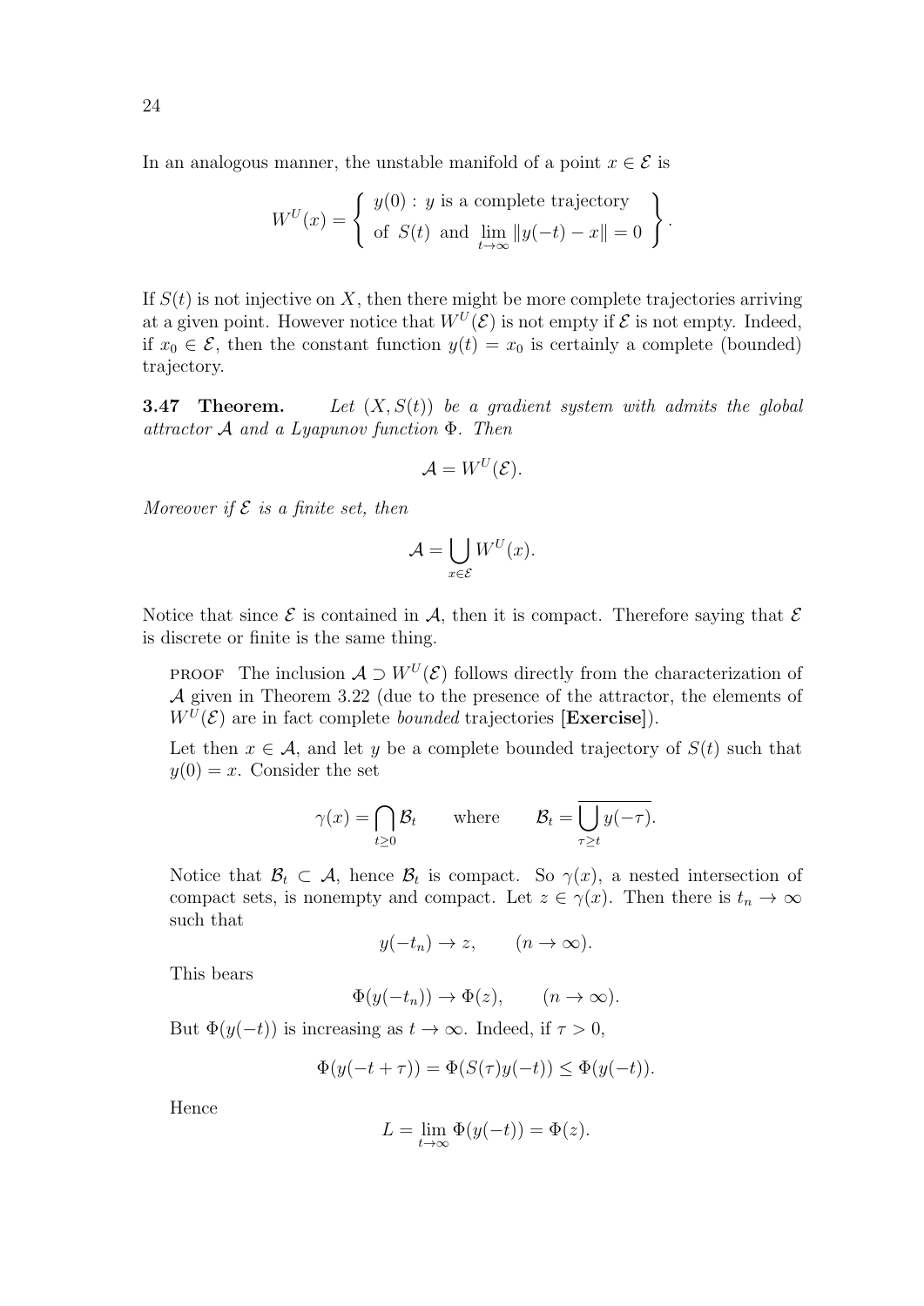In an analogous manner, the unstable manifold of a point $x \in \mathcal{E}$ is

$$W^U(x) = \left\{ \begin{array}{l} y(0) : \, y \text{ is a complete trajectory} \\ \text{of } \, S(t) \, \text{ and } \, \lim\limits_{t \to \infty} \|y(-t) - x\| = 0 \end{array} \right\}.$$

If $S(t)$ is not injective on $X$, then there might be more complete trajectories arriving at a given point. However notice that $W^U(\mathcal{E})$ is not empty if $\mathcal{E}$ is not empty. Indeed, if $x_0 \in \mathcal{E}$, then the constant function $y(t) = x_0$ is certainly a complete (bounded) trajectory.

**3.47 Theorem.** *Let $(X, S(t))$ be a gradient system with admits the global attractor $\mathcal{A}$ and a Lyapunov function $\Phi$. Then*

$$\mathcal{A} = W^U(\mathcal{E}).$$

*Moreover if $\mathcal{E}$ is a finite set, then*

$$\mathcal{A} = \bigcup_{x \in \mathcal{E}} W^U(x).$$

Notice that since $\mathcal{E}$ is contained in $\mathcal{A}$, then it is compact. Therefore saying that $\mathcal{E}$ is discrete or finite is the same thing.

PROOF The inclusion $\mathcal{A} \supset W^U(\mathcal{E})$ follows directly from the characterization of $\mathcal{A}$ given in Theorem 3.22 (due to the presence of the attractor, the elements of $W^U(\mathcal{E})$ are in fact complete *bounded* trajectories [**Exercise**]).

Let then $x \in \mathcal{A}$, and let $y$ be a complete bounded trajectory of $S(t)$ such that $y(0) = x$. Consider the set

$$\gamma(x) = \bigcap_{t \geq 0} \mathcal{B}_t \qquad \text{where} \qquad \mathcal{B}_t = \overline{\bigcup_{\tau \geq t} y(-\tau)}.$$

Notice that $\mathcal{B}_t \subset \mathcal{A}$, hence $\mathcal{B}_t$ is compact. So $\gamma(x)$, a nested intersection of compact sets, is nonempty and compact. Let $z \in \gamma(x)$. Then there is $t_n \to \infty$ such that

$$y(-t_n) \to z, \qquad (n \to \infty).$$

This bears

$$\Phi(y(-t_n)) \to \Phi(z), \qquad (n \to \infty).$$

But $\Phi(y(-t))$ is increasing as $t \to \infty$. Indeed, if $\tau > 0$,

$$\Phi(y(-t + \tau)) = \Phi(S(\tau)y(-t)) \leq \Phi(y(-t)).$$

Hence

$$L = \lim_{t \to \infty} \Phi(y(-t)) = \Phi(z).$$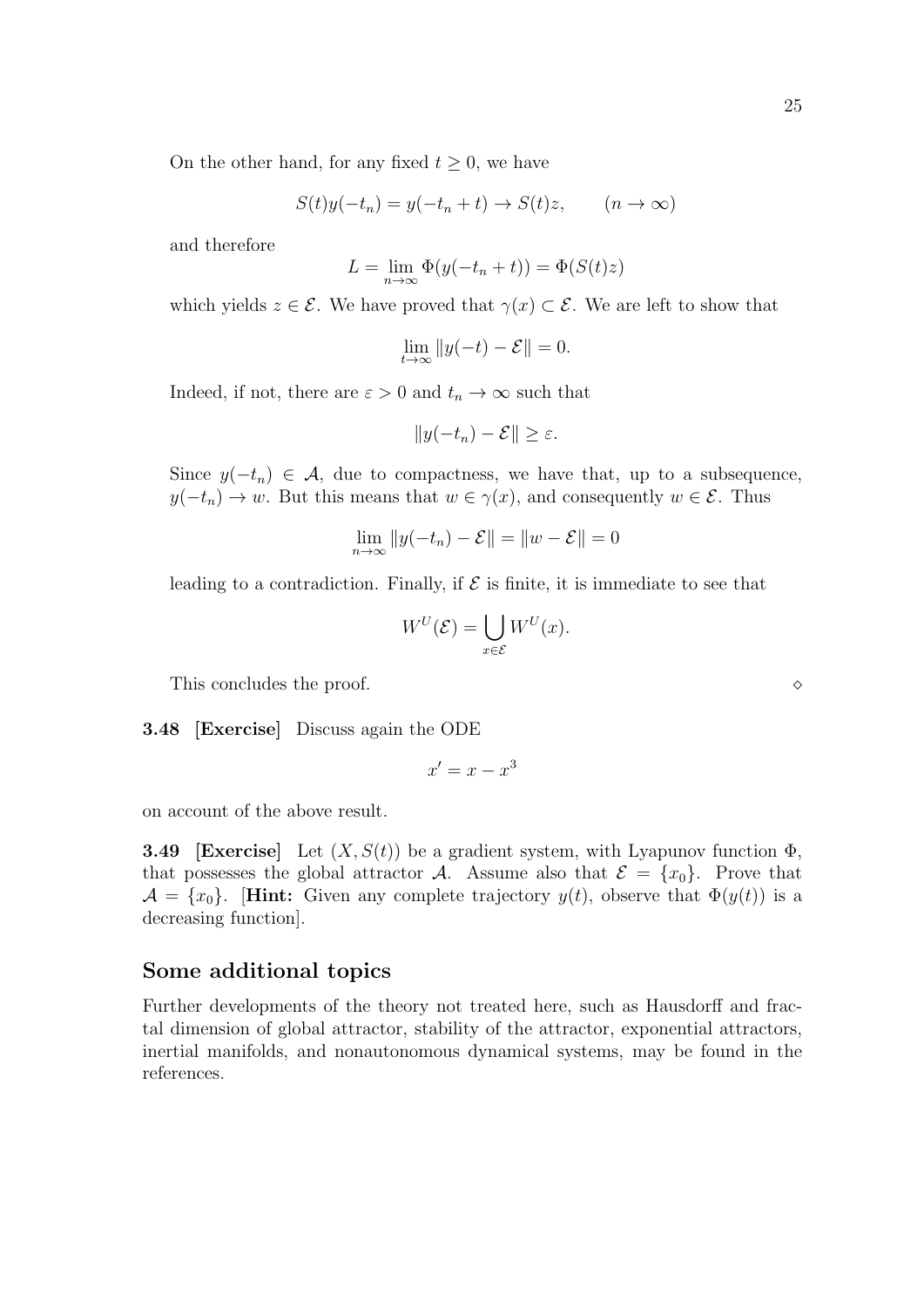On the other hand, for any fixed $t \geq 0$, we have

$$S(t)y(-t_n) = y(-t_n + t) \to S(t)z, \qquad (n \to \infty)$$

and therefore

$$L = \lim_{n\to\infty} \Phi(y(-t_n + t)) = \Phi(S(t)z)$$

which yields $z \in \mathcal{E}$. We have proved that $\gamma(x) \subset \mathcal{E}$. We are left to show that

$$\lim_{t\to\infty} \|y(-t) - \mathcal{E}\| = 0.$$

Indeed, if not, there are $\varepsilon > 0$ and $t_n \to \infty$ such that

$$\|y(-t_n) - \mathcal{E}\| \geq \varepsilon.$$

Since $y(-t_n) \in \mathcal{A}$, due to compactness, we have that, up to a subsequence, $y(-t_n) \to w$. But this means that $w \in \gamma(x)$, and consequently $w \in \mathcal{E}$. Thus

$$\lim_{n\to\infty} \|y(-t_n) - \mathcal{E}\| = \|w - \mathcal{E}\| = 0$$

leading to a contradiction. Finally, if $\mathcal{E}$ is finite, it is immediate to see that

$$W^U(\mathcal{E}) = \bigcup_{x\in\mathcal{E}} W^U(x).$$

This concludes the proof. ◇

**3.48 [Exercise]** Discuss again the ODE

$$x' = x - x^3$$

on account of the above result.

**3.49 [Exercise]** Let $(X, S(t))$ be a gradient system, with Lyapunov function $\Phi$, that possesses the global attractor $\mathcal{A}$. Assume also that $\mathcal{E} = \{x_0\}$. Prove that $\mathcal{A} = \{x_0\}$. [**Hint:** Given any complete trajectory $y(t)$, observe that $\Phi(y(t))$ is a decreasing function].

## Some additional topics

Further developments of the theory not treated here, such as Hausdorff and fractal dimension of global attractor, stability of the attractor, exponential attractors, inertial manifolds, and nonautonomous dynamical systems, may be found in the references.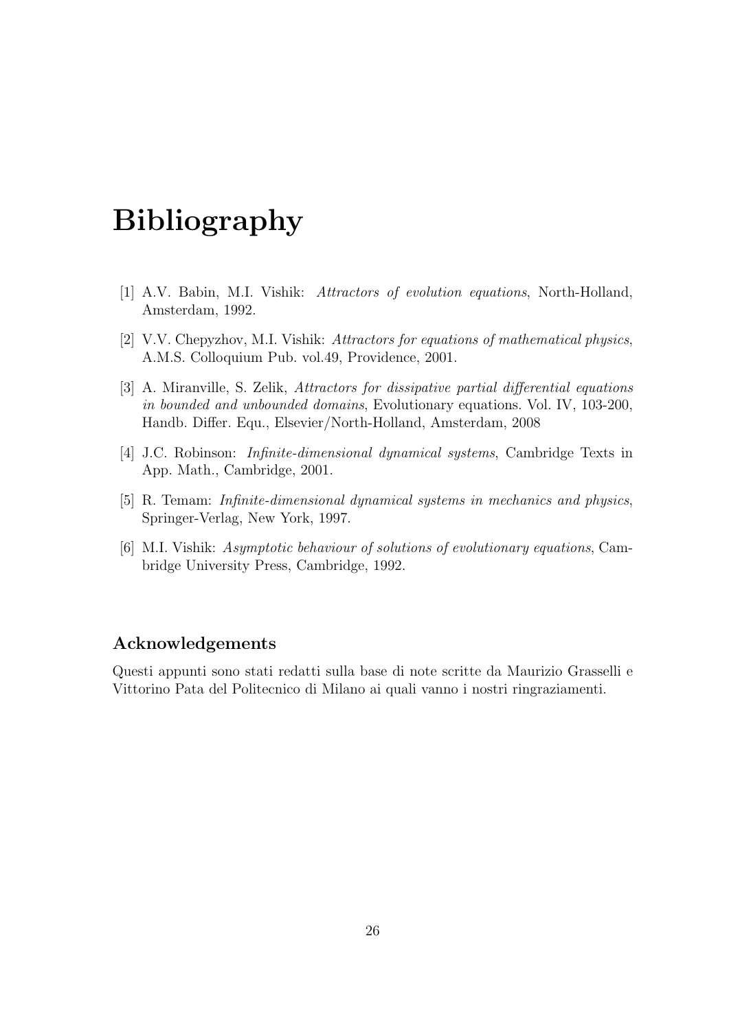# Bibliography

[1] A.V. Babin, M.I. Vishik: *Attractors of evolution equations*, North-Holland, Amsterdam, 1992.

[2] V.V. Chepyzhov, M.I. Vishik: *Attractors for equations of mathematical physics*, A.M.S. Colloquium Pub. vol.49, Providence, 2001.

[3] A. Miranville, S. Zelik, *Attractors for dissipative partial differential equations in bounded and unbounded domains*, Evolutionary equations. Vol. IV, 103-200, Handb. Differ. Equ., Elsevier/North-Holland, Amsterdam, 2008

[4] J.C. Robinson: *Infinite-dimensional dynamical systems*, Cambridge Texts in App. Math., Cambridge, 2001.

[5] R. Temam: *Infinite-dimensional dynamical systems in mechanics and physics*, Springer-Verlag, New York, 1997.

[6] M.I. Vishik: *Asymptotic behaviour of solutions of evolutionary equations*, Cambridge University Press, Cambridge, 1992.

## Acknowledgements

Questi appunti sono stati redatti sulla base di note scritte da Maurizio Grasselli e Vittorino Pata del Politecnico di Milano ai quali vanno i nostri ringraziamenti.